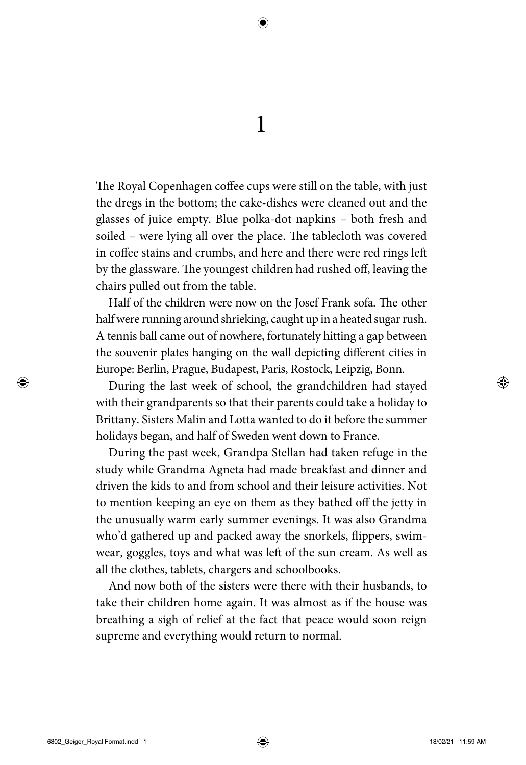# 1

The Royal Copenhagen coffee cups were still on the table, with just the dregs in the bottom; the cake-dishes were cleaned out and the glasses of juice empty. Blue polka-dot napkins – both fresh and soiled – were lying all over the place. The tablecloth was covered in coffee stains and crumbs, and here and there were red rings left by the glassware. The youngest children had rushed off, leaving the chairs pulled out from the table.

Half of the children were now on the Josef Frank sofa. The other half were running around shrieking, caught up in a heated sugar rush. A tennis ball came out of nowhere, fortunately hitting a gap between the souvenir plates hanging on the wall depicting different cities in Europe: Berlin, Prague, Budapest, Paris, Rostock, Leipzig, Bonn.

During the last week of school, the grandchildren had stayed with their grandparents so that their parents could take a holiday to Brittany. Sisters Malin and Lotta wanted to do it before the summer holidays began, and half of Sweden went down to France.

During the past week, Grandpa Stellan had taken refuge in the study while Grandma Agneta had made breakfast and dinner and driven the kids to and from school and their leisure activities. Not to mention keeping an eye on them as they bathed off the jetty in the unusually warm early summer evenings. It was also Grandma who'd gathered up and packed away the snorkels, flippers, swimwear, goggles, toys and what was left of the sun cream. As well as all the clothes, tablets, chargers and schoolbooks.

And now both of the sisters were there with their husbands, to take their children home again. It was almost as if the house was breathing a sigh of relief at the fact that peace would soon reign supreme and everything would return to normal.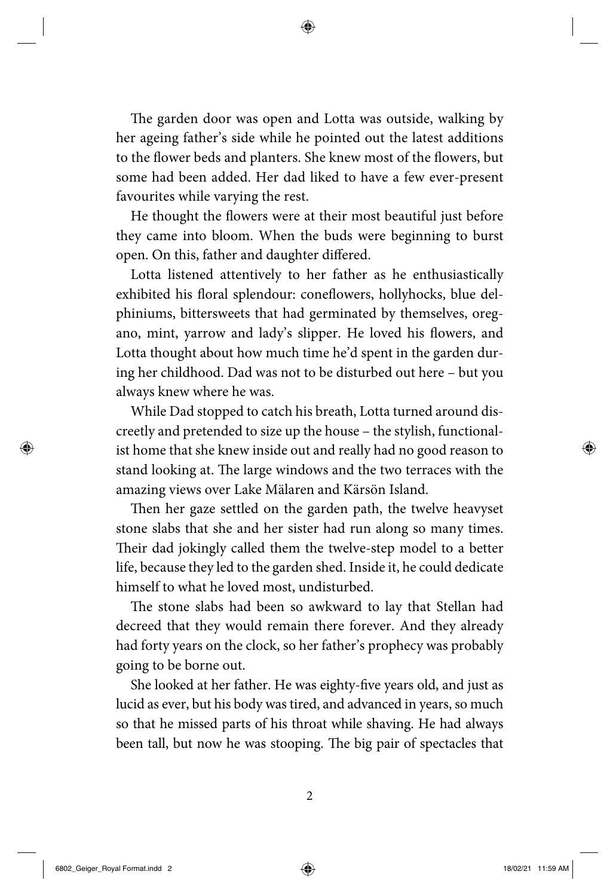The garden door was open and Lotta was outside, walking by her ageing father's side while he pointed out the latest additions to the flower beds and planters. She knew most of the flowers, but some had been added. Her dad liked to have a few ever-present favourites while varying the rest.

He thought the flowers were at their most beautiful just before they came into bloom. When the buds were beginning to burst open. On this, father and daughter differed.

Lotta listened attentively to her father as he enthusiastically exhibited his floral splendour: coneflowers, hollyhocks, blue delphiniums, bittersweets that had germinated by themselves, oregano, mint, yarrow and lady's slipper. He loved his flowers, and Lotta thought about how much time he'd spent in the garden during her childhood. Dad was not to be disturbed out here – but you always knew where he was.

While Dad stopped to catch his breath, Lotta turned around discreetly and pretended to size up the house – the stylish, functionalist home that she knew inside out and really had no good reason to stand looking at. The large windows and the two terraces with the amazing views over Lake Mälaren and Kärsön Island.

Then her gaze settled on the garden path, the twelve heavyset stone slabs that she and her sister had run along so many times. Their dad jokingly called them the twelve-step model to a better life, because they led to the garden shed. Inside it, he could dedicate himself to what he loved most, undisturbed.

The stone slabs had been so awkward to lay that Stellan had decreed that they would remain there forever. And they already had forty years on the clock, so her father's prophecy was probably going to be borne out.

She looked at her father. He was eighty-five years old, and just as lucid as ever, but his body was tired, and advanced in years, so much so that he missed parts of his throat while shaving. He had always been tall, but now he was stooping. The big pair of spectacles that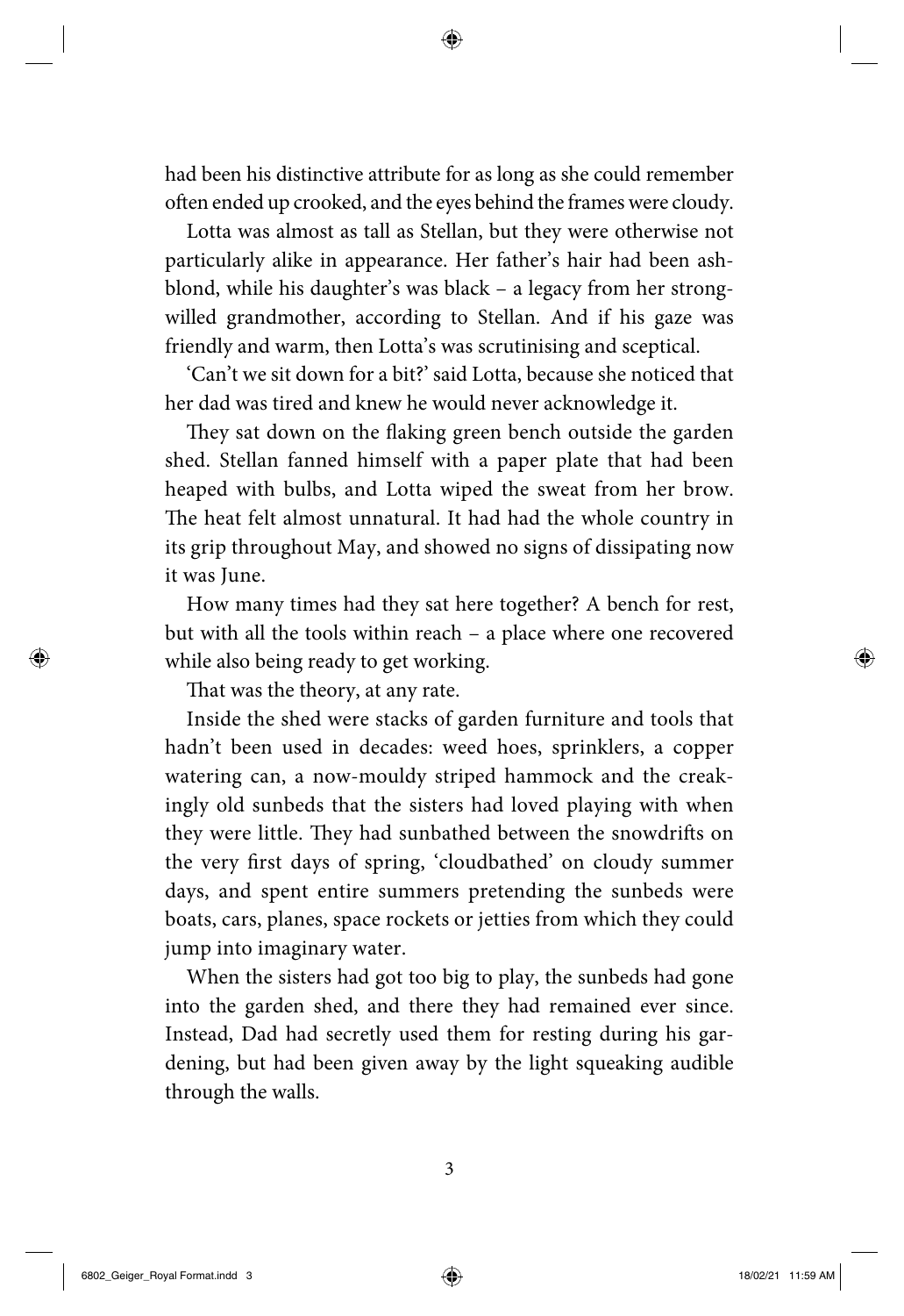had been his distinctive attribute for as long as she could remember often ended up crooked, and the eyes behind the frames were cloudy.

Lotta was almost as tall as Stellan, but they were otherwise not particularly alike in appearance. Her father's hair had been ash-blond, while his daughter's was black – a legacy from her strong-willed grandmother, according to Stellan. And if his gaze was friendly and warm, then Lotta's was scrutinising and sceptical.

'Can't we sit down for a bit?' said Lotta, because she noticed that her dad was tired and knew he would never acknowledge it.

They sat down on the flaking green bench outside the garden shed. Stellan fanned himself with a paper plate that had been heaped with bulbs, and Lotta wiped the sweat from her brow. The heat felt almost unnatural. It had had the whole country in its grip throughout May, and showed no signs of dissipating now it was June.

How many times had they sat here together? A bench for rest, but with all the tools within reach – a place where one recovered while also being ready to get working.

That was the theory, at any rate.

Inside the shed were stacks of garden furniture and tools that hadn't been used in decades: weed hoes, sprinklers, a copper watering can, a now-mouldy striped hammock and the creakingly old sunbeds that the sisters had loved playing with when they were little. They had sunbathed between the snowdrifts on the very first days of spring, 'cloudbathed' on cloudy summer days, and spent entire summers pretending the sunbeds were boats, cars, planes, space rockets or jetties from which they could jump into imaginary water.

When the sisters had got too big to play, the sunbeds had gone into the garden shed, and there they had remained ever since. Instead, Dad had secretly used them for resting during his gardening, but had been given away by the light squeaking audible through the walls.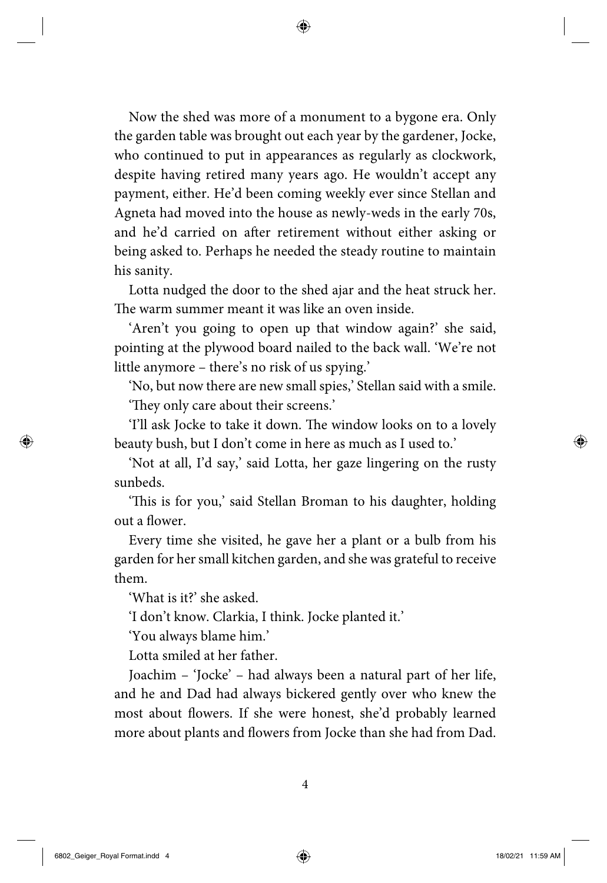Now the shed was more of a monument to a bygone era. Only the garden table was brought out each year by the gardener, Jocke, who continued to put in appearances as regularly as clockwork, despite having retired many years ago. He wouldn't accept any payment, either. He'd been coming weekly ever since Stellan and Agneta had moved into the house as newly-weds in the early 70s, and he'd carried on after retirement without either asking or being asked to. Perhaps he needed the steady routine to maintain his sanity.

Lotta nudged the door to the shed ajar and the heat struck her. The warm summer meant it was like an oven inside.

'Aren't you going to open up that window again?' she said, pointing at the plywood board nailed to the back wall. 'We're not little anymore – there's no risk of us spying.'

'No, but now there are new small spies,' Stellan said with a smile.

'They only care about their screens.'

'I'll ask Jocke to take it down. The window looks on to a lovely beauty bush, but I don't come in here as much as I used to.'

'Not at all, I'd say,' said Lotta, her gaze lingering on the rusty sunbeds.

'This is for you,' said Stellan Broman to his daughter, holding out a flower.

Every time she visited, he gave her a plant or a bulb from his garden for her small kitchen garden, and she was grateful to receive them.

'What is it?' she asked.

'I don't know. Clarkia, I think. Jocke planted it.'

'You always blame him.'

Lotta smiled at her father.

Joachim – 'Jocke' – had always been a natural part of her life, and he and Dad had always bickered gently over who knew the most about flowers. If she were honest, she'd probably learned more about plants and flowers from Jocke than she had from Dad.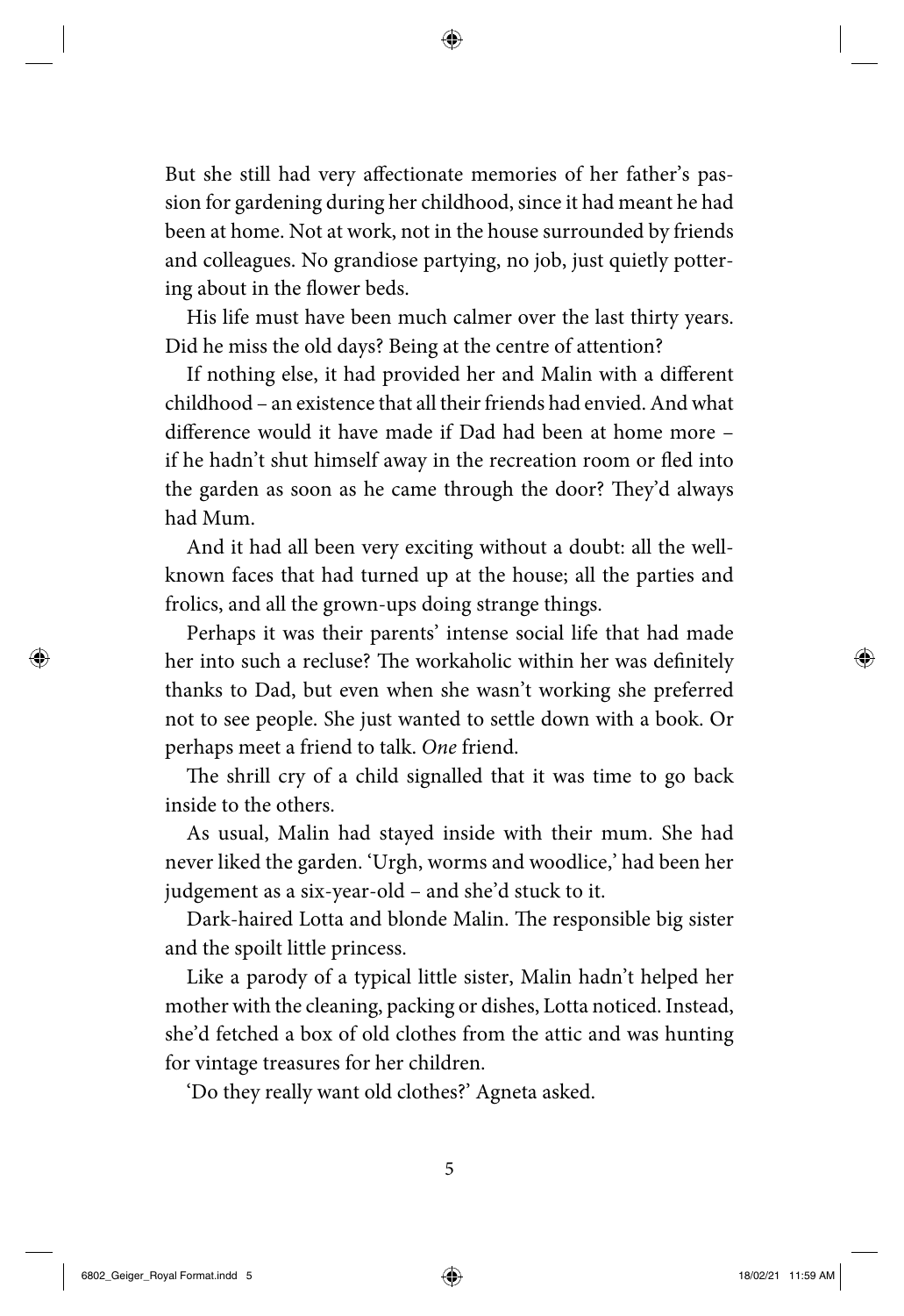But she still had very affectionate memories of her father's passion for gardening during her childhood, since it had meant he had been at home. Not at work, not in the house surrounded by friends and colleagues. No grandiose partying, no job, just quietly pottering about in the flower beds.

His life must have been much calmer over the last thirty years. Did he miss the old days? Being at the centre of attention?

If nothing else, it had provided her and Malin with a different childhood – an existence that all their friends had envied. And what difference would it have made if Dad had been at home more – if he hadn't shut himself away in the recreation room or fled into the garden as soon as he came through the door? They'd always had Mum.

And it had all been very exciting without a doubt: all the well-known faces that had turned up at the house; all the parties and frolics, and all the grown-ups doing strange things.

Perhaps it was their parents' intense social life that had made her into such a recluse? The workaholic within her was definitely thanks to Dad, but even when she wasn't working she preferred not to see people. She just wanted to settle down with a book. Or perhaps meet a friend to talk. *One* friend.

The shrill cry of a child signalled that it was time to go back inside to the others.

As usual, Malin had stayed inside with their mum. She had never liked the garden. 'Urgh, worms and woodlice,' had been her judgement as a six-year-old – and she'd stuck to it.

Dark-haired Lotta and blonde Malin. The responsible big sister and the spoilt little princess.

Like a parody of a typical little sister, Malin hadn't helped her mother with the cleaning, packing or dishes, Lotta noticed. Instead, she'd fetched a box of old clothes from the attic and was hunting for vintage treasures for her children.

'Do they really want old clothes?' Agneta asked.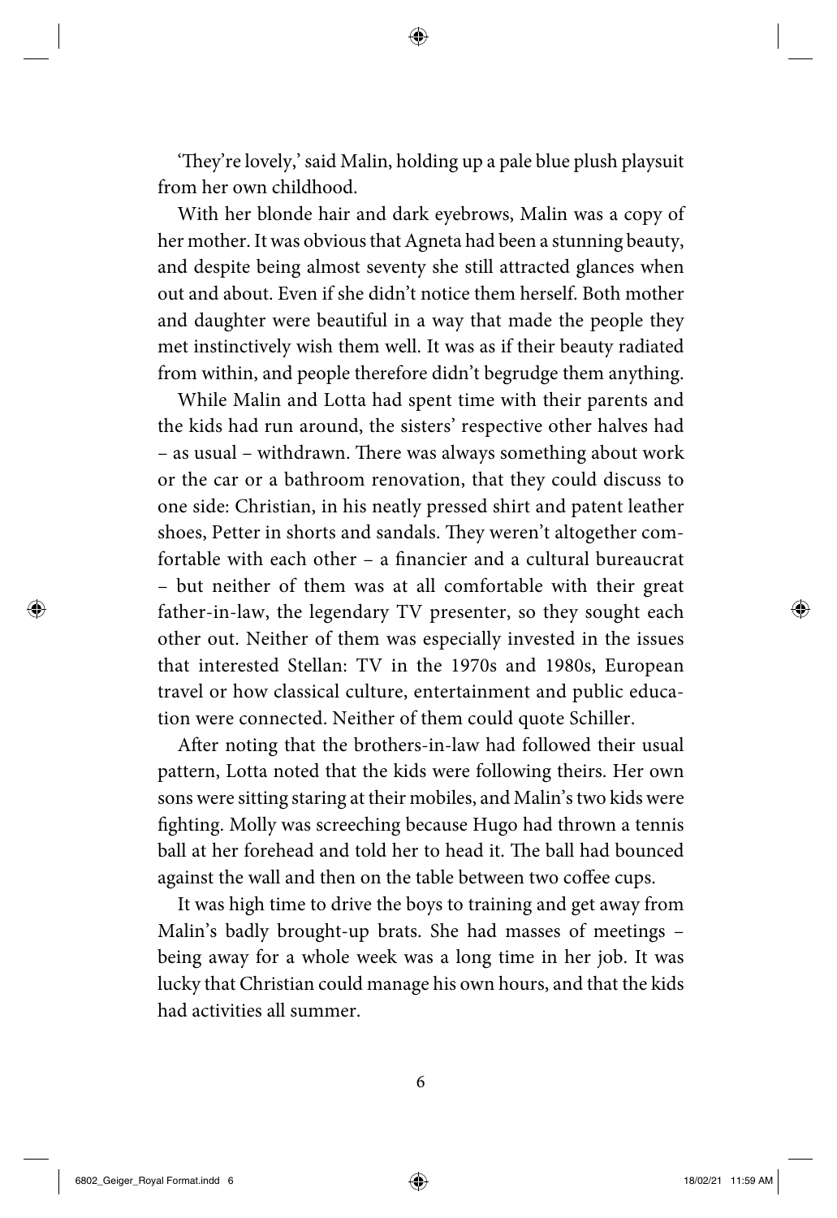'They're lovely,' said Malin, holding up a pale blue plush playsuit from her own childhood.

With her blonde hair and dark eyebrows, Malin was a copy of her mother. It was obvious that Agneta had been a stunning beauty, and despite being almost seventy she still attracted glances when out and about. Even if she didn't notice them herself. Both mother and daughter were beautiful in a way that made the people they met instinctively wish them well. It was as if their beauty radiated from within, and people therefore didn't begrudge them anything.

While Malin and Lotta had spent time with their parents and the kids had run around, the sisters' respective other halves had – as usual – withdrawn. There was always something about work or the car or a bathroom renovation, that they could discuss to one side: Christian, in his neatly pressed shirt and patent leather shoes, Petter in shorts and sandals. They weren't altogether comfortable with each other – a financier and a cultural bureaucrat – but neither of them was at all comfortable with their great father-in-law, the legendary TV presenter, so they sought each other out. Neither of them was especially invested in the issues that interested Stellan: TV in the 1970s and 1980s, European travel or how classical culture, entertainment and public education were connected. Neither of them could quote Schiller.

After noting that the brothers-in-law had followed their usual pattern, Lotta noted that the kids were following theirs. Her own sons were sitting staring at their mobiles, and Malin's two kids were fighting. Molly was screeching because Hugo had thrown a tennis ball at her forehead and told her to head it. The ball had bounced against the wall and then on the table between two coffee cups.

It was high time to drive the boys to training and get away from Malin's badly brought-up brats. She had masses of meetings – being away for a whole week was a long time in her job. It was lucky that Christian could manage his own hours, and that the kids had activities all summer.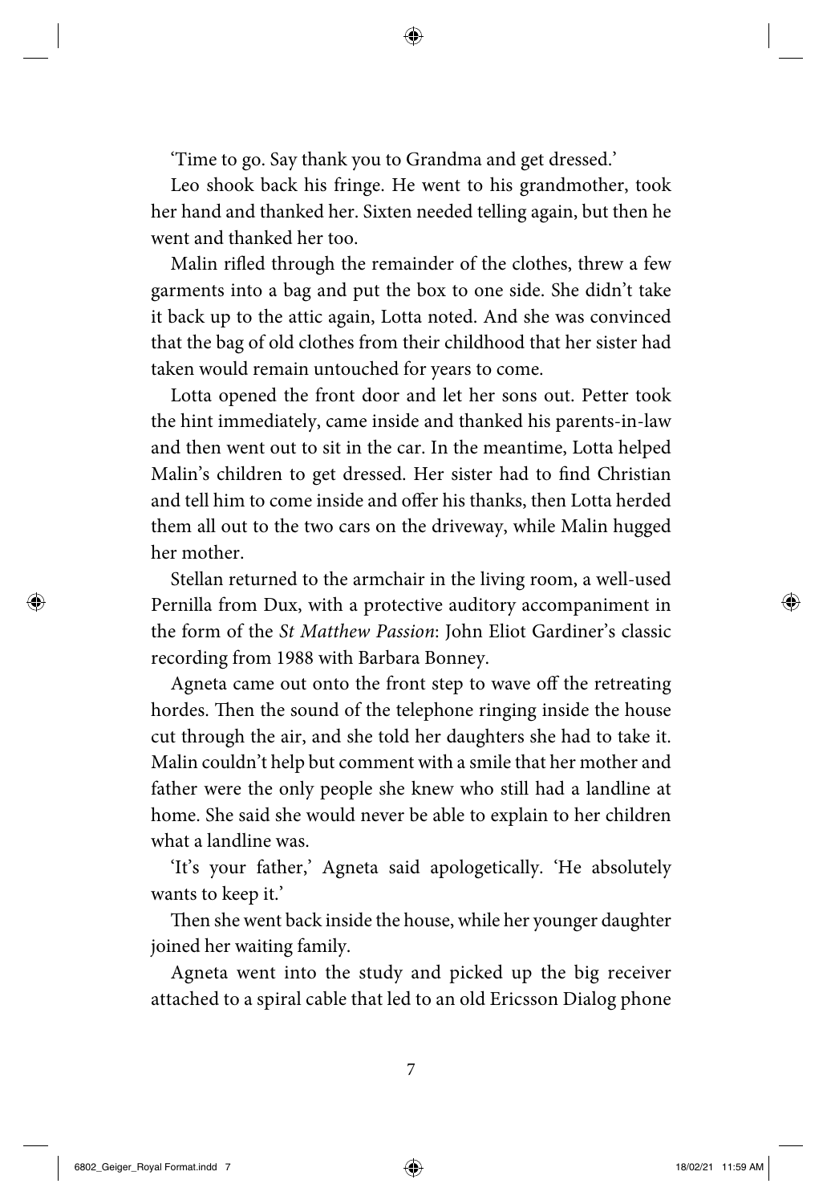'Time to go. Say thank you to Grandma and get dressed.'

Leo shook back his fringe. He went to his grandmother, took her hand and thanked her. Sixten needed telling again, but then he went and thanked her too.

Malin rifled through the remainder of the clothes, threw a few garments into a bag and put the box to one side. She didn't take it back up to the attic again, Lotta noted. And she was convinced that the bag of old clothes from their childhood that her sister had taken would remain untouched for years to come.

Lotta opened the front door and let her sons out. Petter took the hint immediately, came inside and thanked his parents-in-law and then went out to sit in the car. In the meantime, Lotta helped Malin's children to get dressed. Her sister had to find Christian and tell him to come inside and offer his thanks, then Lotta herded them all out to the two cars on the driveway, while Malin hugged her mother.

Stellan returned to the armchair in the living room, a well-used Pernilla from Dux, with a protective auditory accompaniment in the form of the *St Matthew Passion*: John Eliot Gardiner's classic recording from 1988 with Barbara Bonney.

Agneta came out onto the front step to wave off the retreating hordes. Then the sound of the telephone ringing inside the house cut through the air, and she told her daughters she had to take it. Malin couldn't help but comment with a smile that her mother and father were the only people she knew who still had a landline at home. She said she would never be able to explain to her children what a landline was.

'It's your father,' Agneta said apologetically. 'He absolutely wants to keep it.'

Then she went back inside the house, while her younger daughter joined her waiting family.

Agneta went into the study and picked up the big receiver attached to a spiral cable that led to an old Ericsson Dialog phone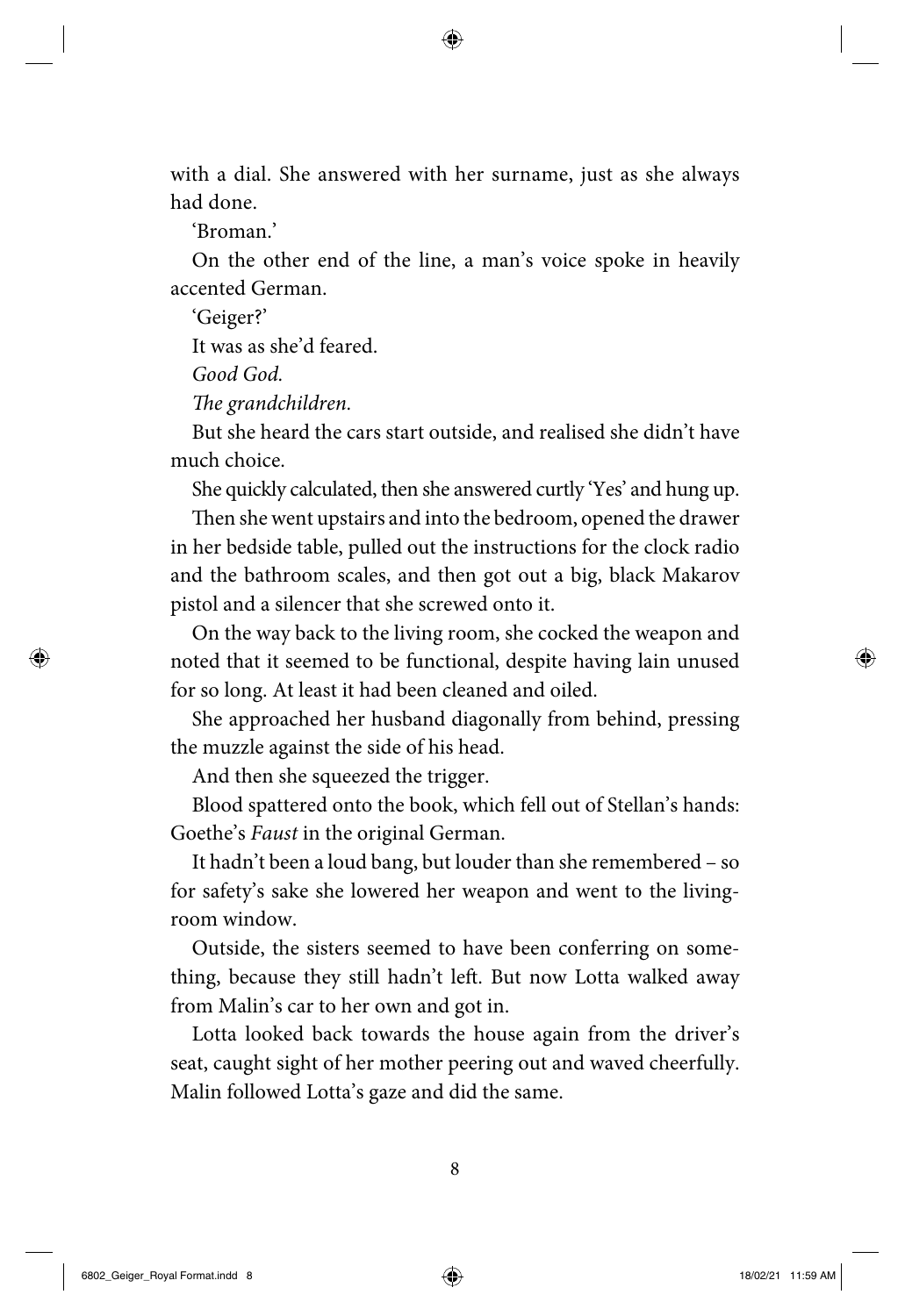with a dial. She answered with her surname, just as she always had done.

'Broman.'

On the other end of the line, a man's voice spoke in heavily accented German.

'Geiger?'

It was as she'd feared.

*Good God.*

*The grandchildren.*

But she heard the cars start outside, and realised she didn't have much choice.

She quickly calculated, then she answered curtly 'Yes' and hung up.

Then she went upstairs and into the bedroom, opened the drawer in her bedside table, pulled out the instructions for the clock radio and the bathroom scales, and then got out a big, black Makarov pistol and a silencer that she screwed onto it.

On the way back to the living room, she cocked the weapon and noted that it seemed to be functional, despite having lain unused for so long. At least it had been cleaned and oiled.

She approached her husband diagonally from behind, pressing the muzzle against the side of his head.

And then she squeezed the trigger.

Blood spattered onto the book, which fell out of Stellan's hands: Goethe's *Faust* in the original German.

It hadn't been a loud bang, but louder than she remembered – so for safety's sake she lowered her weapon and went to the living-room window.

Outside, the sisters seemed to have been conferring on something, because they still hadn't left. But now Lotta walked away from Malin's car to her own and got in.

Lotta looked back towards the house again from the driver's seat, caught sight of her mother peering out and waved cheerfully. Malin followed Lotta's gaze and did the same.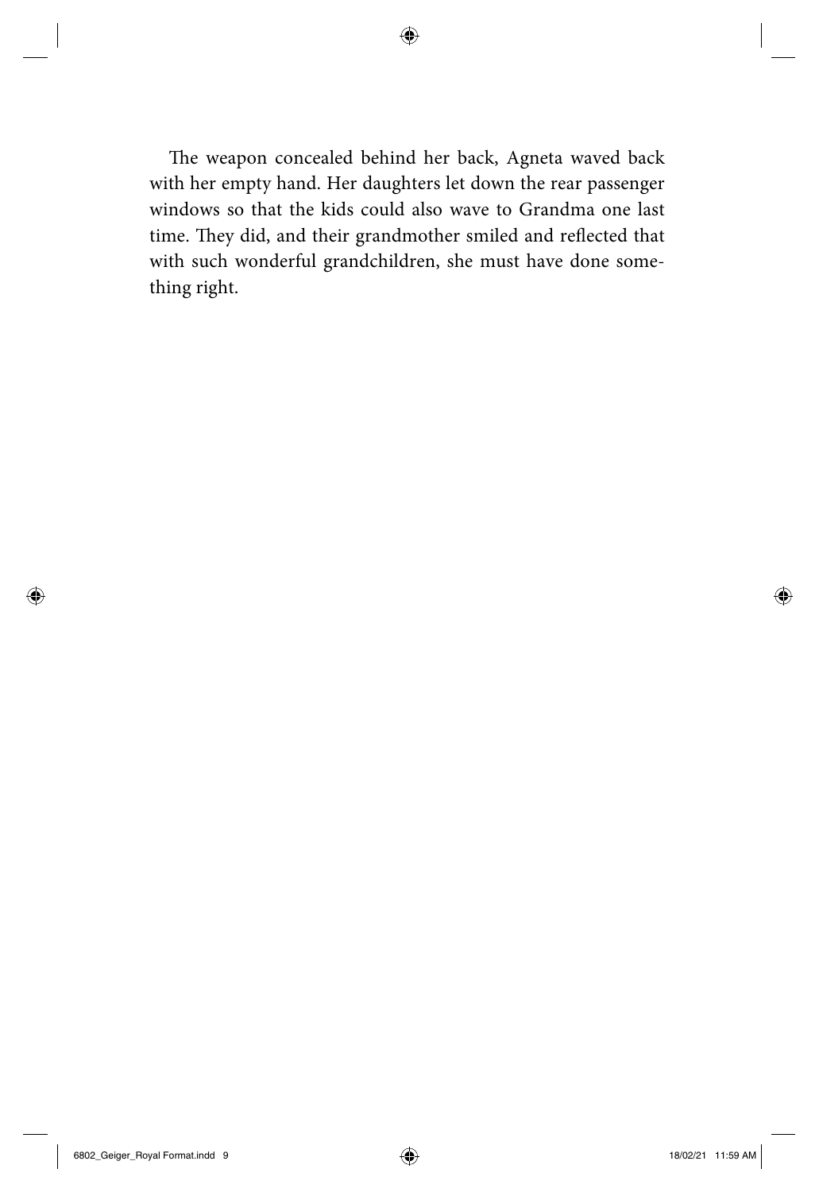The weapon concealed behind her back, Agneta waved back with her empty hand. Her daughters let down the rear passenger windows so that the kids could also wave to Grandma one last time. They did, and their grandmother smiled and reflected that with such wonderful grandchildren, she must have done something right.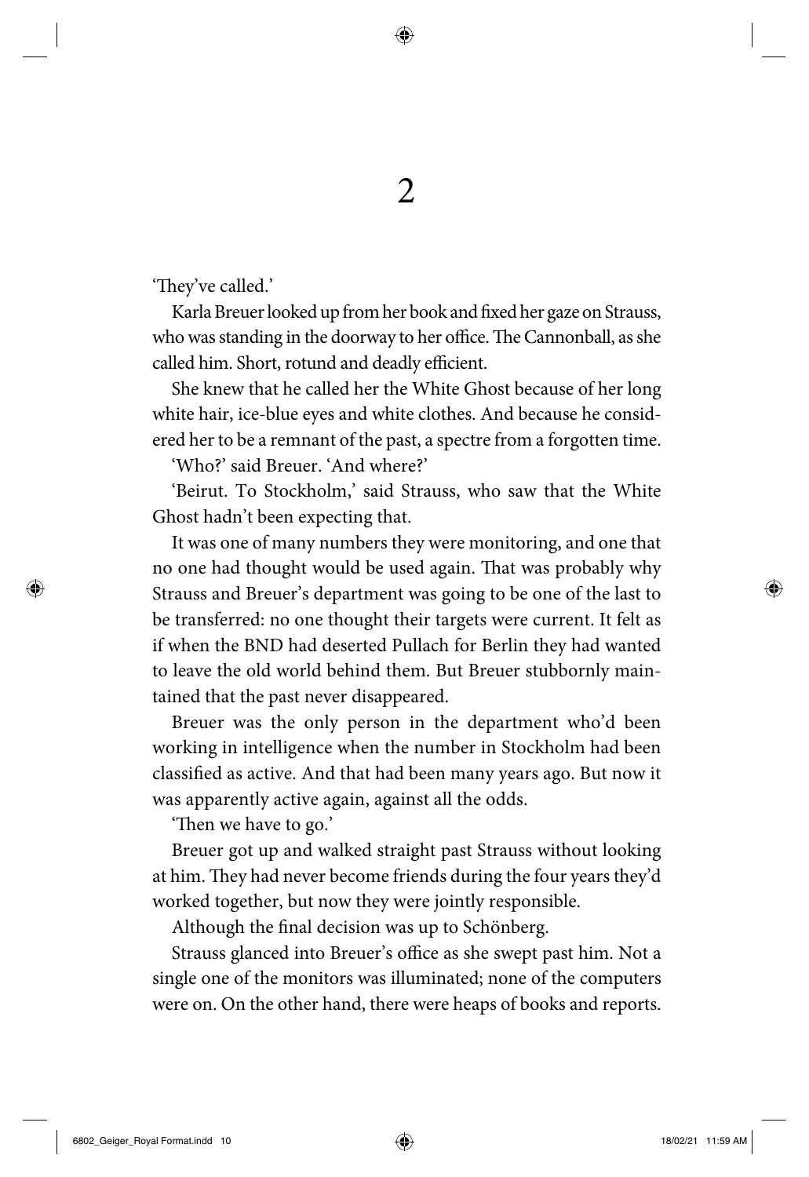# 2

'They've called.'

Karla Breuer looked up from her book and fixed her gaze on Strauss, who was standing in the doorway to her office. The Cannonball, as she called him. Short, rotund and deadly efficient.

She knew that he called her the White Ghost because of her long white hair, ice-blue eyes and white clothes. And because he considered her to be a remnant of the past, a spectre from a forgotten time.

'Who?' said Breuer. 'And where?'

'Beirut. To Stockholm,' said Strauss, who saw that the White Ghost hadn't been expecting that.

It was one of many numbers they were monitoring, and one that no one had thought would be used again. That was probably why Strauss and Breuer's department was going to be one of the last to be transferred: no one thought their targets were current. It felt as if when the BND had deserted Pullach for Berlin they had wanted to leave the old world behind them. But Breuer stubbornly maintained that the past never disappeared.

Breuer was the only person in the department who'd been working in intelligence when the number in Stockholm had been classified as active. And that had been many years ago. But now it was apparently active again, against all the odds.

'Then we have to go.'

Breuer got up and walked straight past Strauss without looking at him. They had never become friends during the four years they'd worked together, but now they were jointly responsible.

Although the final decision was up to Schönberg.

Strauss glanced into Breuer's office as she swept past him. Not a single one of the monitors was illuminated; none of the computers were on. On the other hand, there were heaps of books and reports.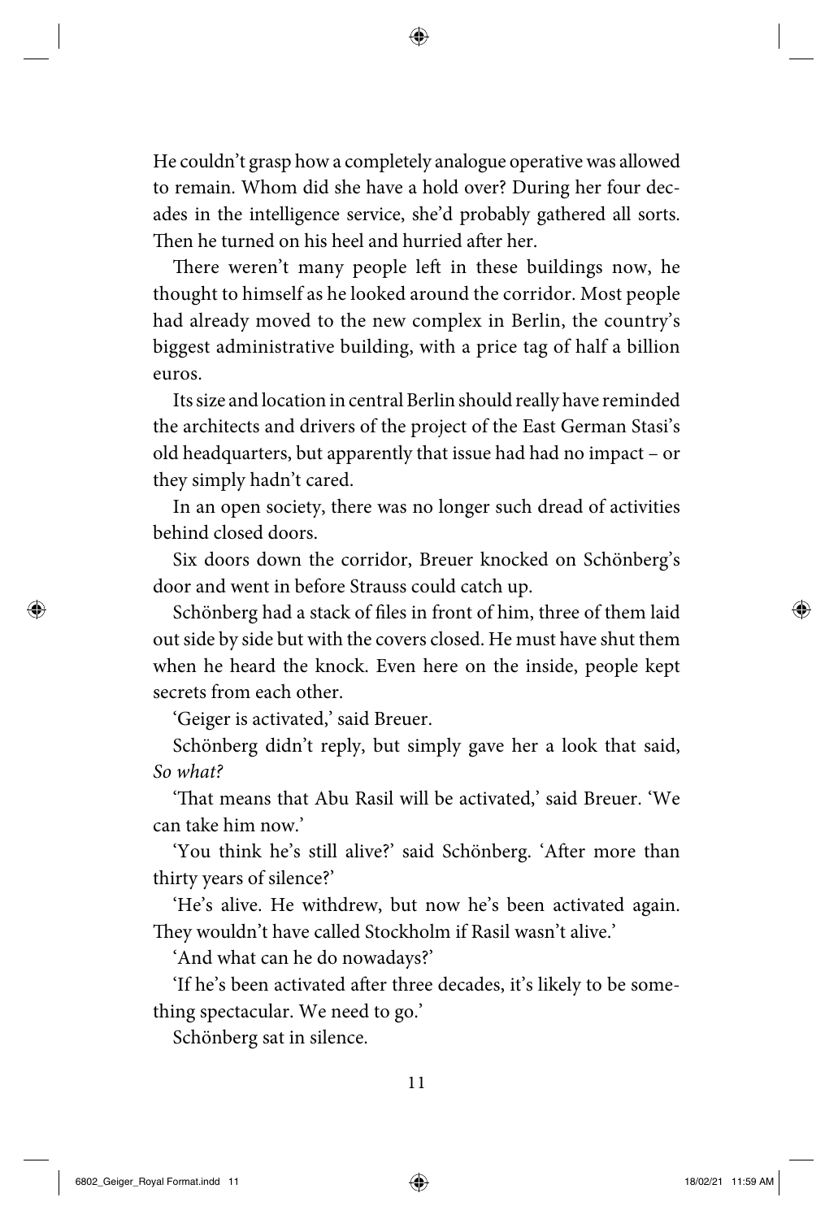He couldn't grasp how a completely analogue operative was allowed to remain. Whom did she have a hold over? During her four decades in the intelligence service, she'd probably gathered all sorts. Then he turned on his heel and hurried after her.

There weren't many people left in these buildings now, he thought to himself as he looked around the corridor. Most people had already moved to the new complex in Berlin, the country's biggest administrative building, with a price tag of half a billion euros.

Its size and location in central Berlin should really have reminded the architects and drivers of the project of the East German Stasi's old headquarters, but apparently that issue had had no impact – or they simply hadn't cared.

In an open society, there was no longer such dread of activities behind closed doors.

Six doors down the corridor, Breuer knocked on Schönberg's door and went in before Strauss could catch up.

Schönberg had a stack of files in front of him, three of them laid out side by side but with the covers closed. He must have shut them when he heard the knock. Even here on the inside, people kept secrets from each other.

'Geiger is activated,' said Breuer.

Schönberg didn't reply, but simply gave her a look that said, *So what?*

'That means that Abu Rasil will be activated,' said Breuer. 'We can take him now.'

'You think he's still alive?' said Schönberg. 'After more than thirty years of silence?'

'He's alive. He withdrew, but now he's been activated again. They wouldn't have called Stockholm if Rasil wasn't alive.'

'And what can he do nowadays?'

'If he's been activated after three decades, it's likely to be something spectacular. We need to go.'

Schönberg sat in silence.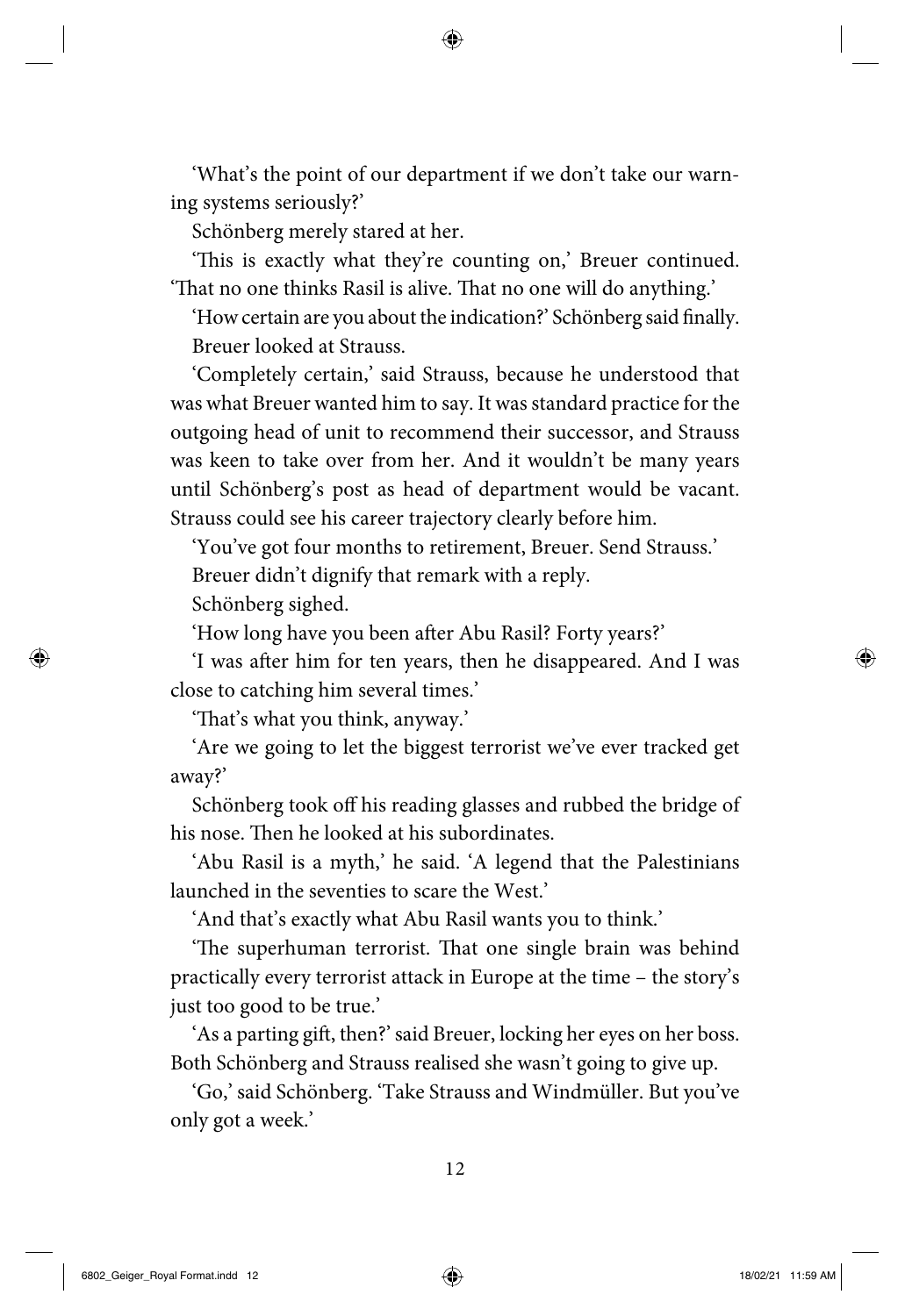'What's the point of our department if we don't take our warning systems seriously?'

Schönberg merely stared at her.

'This is exactly what they're counting on,' Breuer continued. 'That no one thinks Rasil is alive. That no one will do anything.'

'How certain are you about the indication?' Schönberg said finally.

Breuer looked at Strauss.

'Completely certain,' said Strauss, because he understood that was what Breuer wanted him to say. It was standard practice for the outgoing head of unit to recommend their successor, and Strauss was keen to take over from her. And it wouldn't be many years until Schönberg's post as head of department would be vacant. Strauss could see his career trajectory clearly before him.

'You've got four months to retirement, Breuer. Send Strauss.'

Breuer didn't dignify that remark with a reply.

Schönberg sighed.

'How long have you been after Abu Rasil? Forty years?'

'I was after him for ten years, then he disappeared. And I was close to catching him several times.'

'That's what you think, anyway.'

'Are we going to let the biggest terrorist we've ever tracked get away?'

Schönberg took off his reading glasses and rubbed the bridge of his nose. Then he looked at his subordinates.

'Abu Rasil is a myth,' he said. 'A legend that the Palestinians launched in the seventies to scare the West.'

'And that's exactly what Abu Rasil wants you to think.'

'The superhuman terrorist. That one single brain was behind practically every terrorist attack in Europe at the time – the story's just too good to be true.'

'As a parting gift, then?' said Breuer, locking her eyes on her boss. Both Schönberg and Strauss realised she wasn't going to give up.

'Go,' said Schönberg. 'Take Strauss and Windmüller. But you've only got a week.'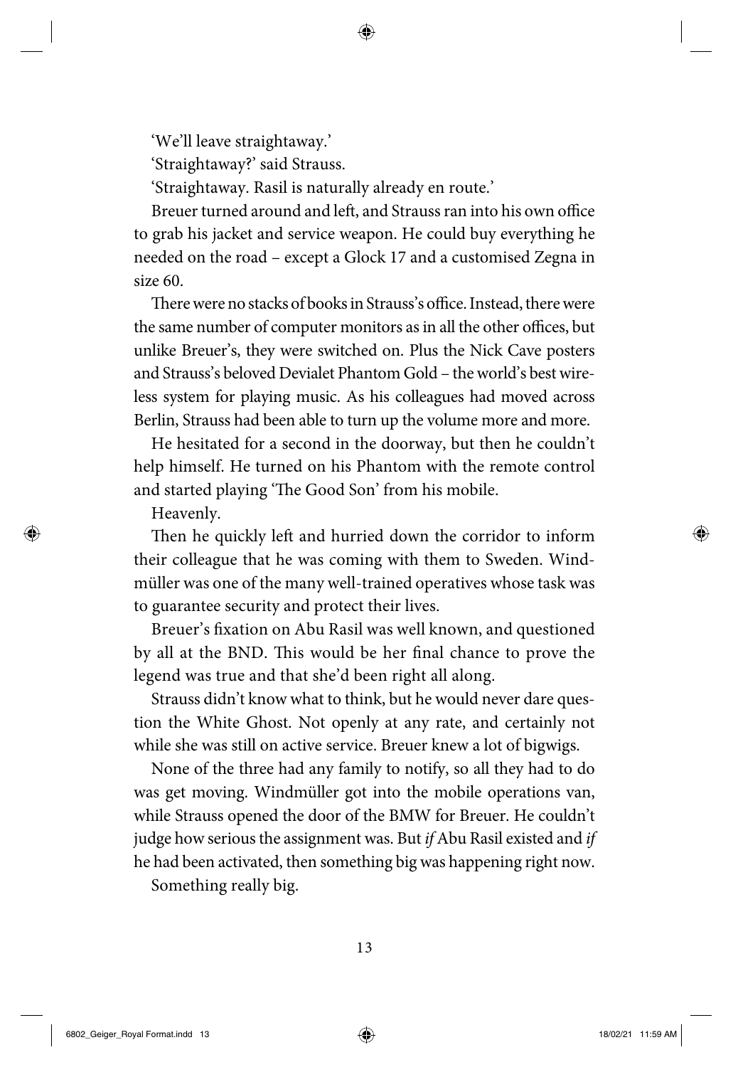'We'll leave straightaway.'

'Straightaway?' said Strauss.

'Straightaway. Rasil is naturally already en route.'

Breuer turned around and left, and Strauss ran into his own office to grab his jacket and service weapon. He could buy everything he needed on the road – except a Glock 17 and a customised Zegna in size 60.

There were no stacks of books in Strauss's office. Instead, there were the same number of computer monitors as in all the other offices, but unlike Breuer's, they were switched on. Plus the Nick Cave posters and Strauss's beloved Devialet Phantom Gold – the world's best wireless system for playing music. As his colleagues had moved across Berlin, Strauss had been able to turn up the volume more and more.

He hesitated for a second in the doorway, but then he couldn't help himself. He turned on his Phantom with the remote control and started playing 'The Good Son' from his mobile.

Heavenly.

Then he quickly left and hurried down the corridor to inform their colleague that he was coming with them to Sweden. Windmüller was one of the many well-trained operatives whose task was to guarantee security and protect their lives.

Breuer's fixation on Abu Rasil was well known, and questioned by all at the BND. This would be her final chance to prove the legend was true and that she'd been right all along.

Strauss didn't know what to think, but he would never dare question the White Ghost. Not openly at any rate, and certainly not while she was still on active service. Breuer knew a lot of bigwigs.

None of the three had any family to notify, so all they had to do was get moving. Windmüller got into the mobile operations van, while Strauss opened the door of the BMW for Breuer. He couldn't judge how serious the assignment was. But *if* Abu Rasil existed and *if* he had been activated, then something big was happening right now.

Something really big.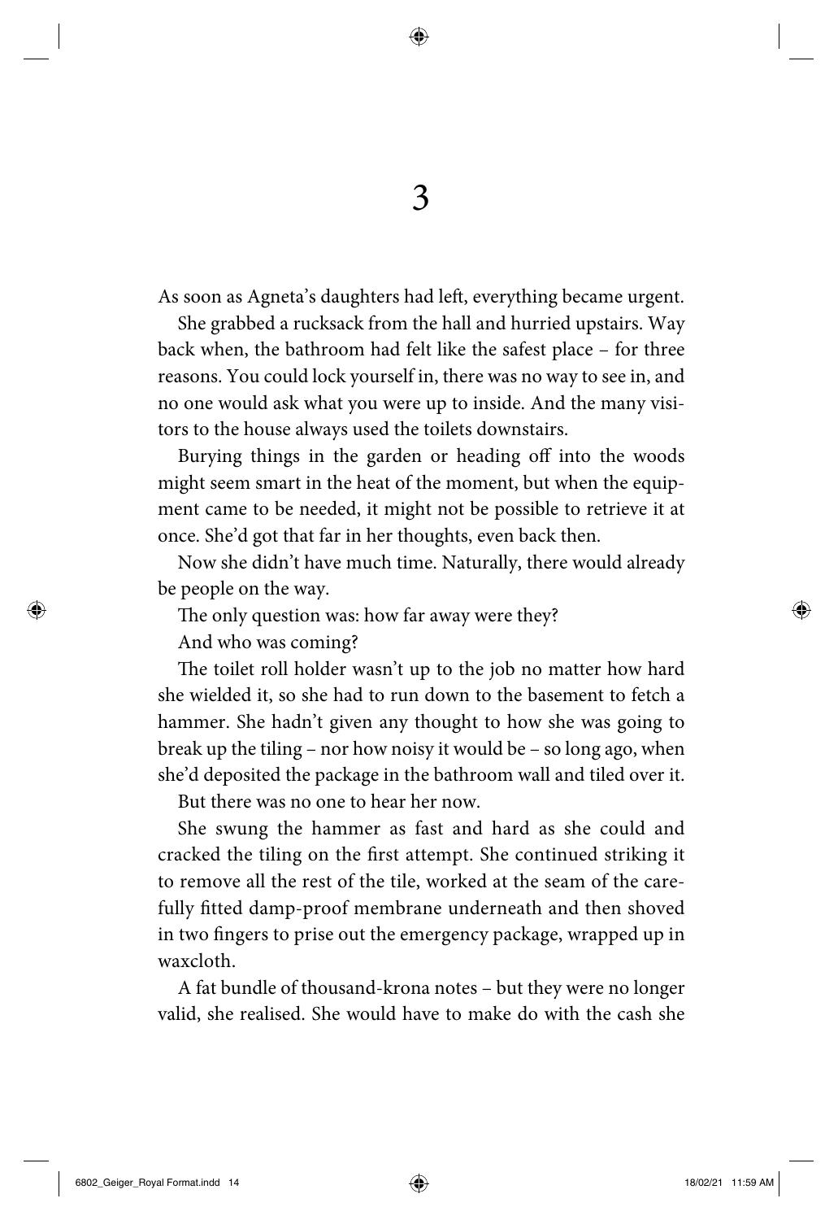# 3

As soon as Agneta's daughters had left, everything became urgent.

She grabbed a rucksack from the hall and hurried upstairs. Way back when, the bathroom had felt like the safest place – for three reasons. You could lock yourself in, there was no way to see in, and no one would ask what you were up to inside. And the many visitors to the house always used the toilets downstairs.

Burying things in the garden or heading off into the woods might seem smart in the heat of the moment, but when the equipment came to be needed, it might not be possible to retrieve it at once. She'd got that far in her thoughts, even back then.

Now she didn't have much time. Naturally, there would already be people on the way.

The only question was: how far away were they?

And who was coming?

The toilet roll holder wasn't up to the job no matter how hard she wielded it, so she had to run down to the basement to fetch a hammer. She hadn't given any thought to how she was going to break up the tiling – nor how noisy it would be – so long ago, when she'd deposited the package in the bathroom wall and tiled over it.

But there was no one to hear her now.

She swung the hammer as fast and hard as she could and cracked the tiling on the first attempt. She continued striking it to remove all the rest of the tile, worked at the seam of the carefully fitted damp-proof membrane underneath and then shoved in two fingers to prise out the emergency package, wrapped up in waxcloth.

A fat bundle of thousand-krona notes – but they were no longer valid, she realised. She would have to make do with the cash she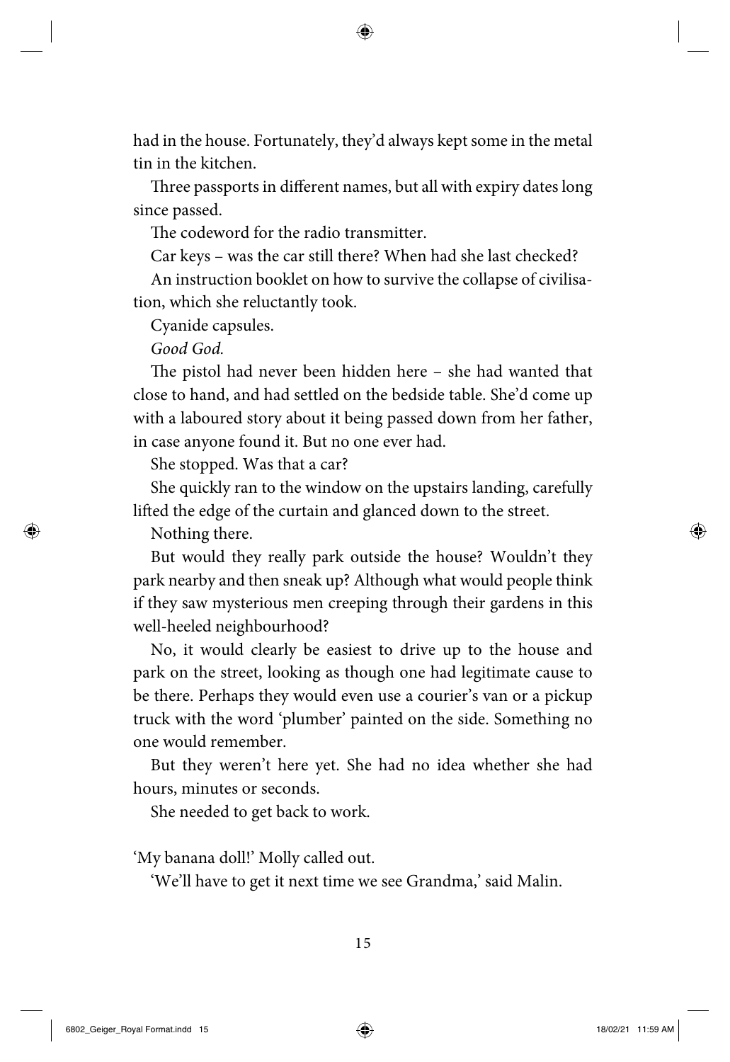had in the house. Fortunately, they'd always kept some in the metal tin in the kitchen.

Three passports in different names, but all with expiry dates long since passed.

The codeword for the radio transmitter.

Car keys – was the car still there? When had she last checked?

An instruction booklet on how to survive the collapse of civilisation, which she reluctantly took.

Cyanide capsules.

*Good God.*

The pistol had never been hidden here – she had wanted that close to hand, and had settled on the bedside table. She'd come up with a laboured story about it being passed down from her father, in case anyone found it. But no one ever had.

She stopped. Was that a car?

She quickly ran to the window on the upstairs landing, carefully lifted the edge of the curtain and glanced down to the street.

Nothing there.

But would they really park outside the house? Wouldn't they park nearby and then sneak up? Although what would people think if they saw mysterious men creeping through their gardens in this well-heeled neighbourhood?

No, it would clearly be easiest to drive up to the house and park on the street, looking as though one had legitimate cause to be there. Perhaps they would even use a courier's van or a pickup truck with the word 'plumber' painted on the side. Something no one would remember.

But they weren't here yet. She had no idea whether she had hours, minutes or seconds.

She needed to get back to work.

'My banana doll!' Molly called out.

'We'll have to get it next time we see Grandma,' said Malin.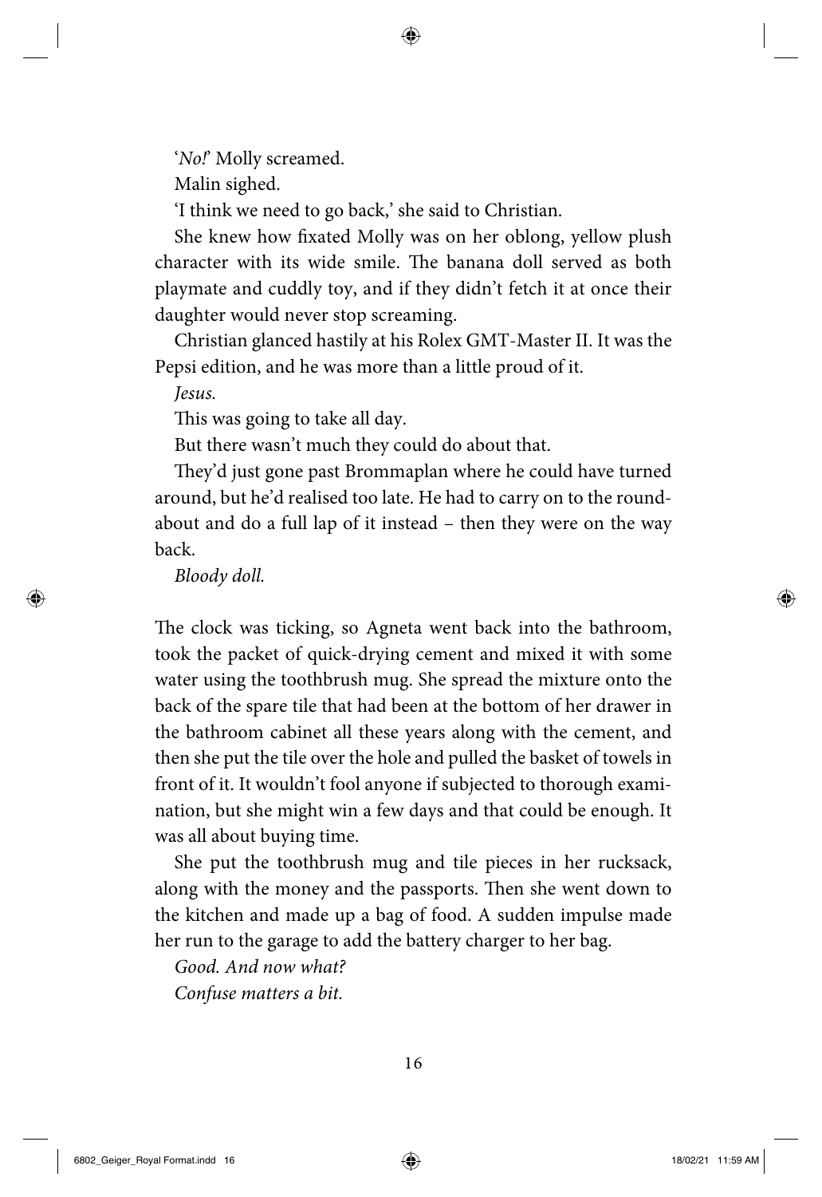'*No!*' Molly screamed.

Malin sighed.

'I think we need to go back,' she said to Christian.

She knew how fixated Molly was on her oblong, yellow plush character with its wide smile. The banana doll served as both playmate and cuddly toy, and if they didn't fetch it at once their daughter would never stop screaming.

Christian glanced hastily at his Rolex GMT-Master II. It was the Pepsi edition, and he was more than a little proud of it.

*Jesus.*

This was going to take all day.

But there wasn't much they could do about that.

They'd just gone past Brommaplan where he could have turned around, but he'd realised too late. He had to carry on to the roundabout and do a full lap of it instead – then they were on the way back.

*Bloody doll.*

The clock was ticking, so Agneta went back into the bathroom, took the packet of quick-drying cement and mixed it with some water using the toothbrush mug. She spread the mixture onto the back of the spare tile that had been at the bottom of her drawer in the bathroom cabinet all these years along with the cement, and then she put the tile over the hole and pulled the basket of towels in front of it. It wouldn't fool anyone if subjected to thorough examination, but she might win a few days and that could be enough. It was all about buying time.

She put the toothbrush mug and tile pieces in her rucksack, along with the money and the passports. Then she went down to the kitchen and made up a bag of food. A sudden impulse made her run to the garage to add the battery charger to her bag.

*Good. And now what?*

*Confuse matters a bit.*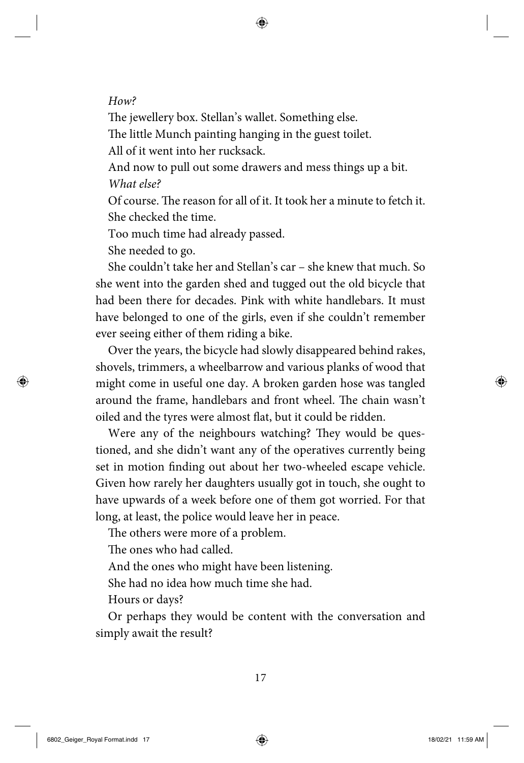*How?*

The jewellery box. Stellan's wallet. Something else.

The little Munch painting hanging in the guest toilet.

All of it went into her rucksack.

And now to pull out some drawers and mess things up a bit.

*What else?*

Of course. The reason for all of it. It took her a minute to fetch it.

She checked the time.

Too much time had already passed.

She needed to go.

She couldn't take her and Stellan's car – she knew that much. So she went into the garden shed and tugged out the old bicycle that had been there for decades. Pink with white handlebars. It must have belonged to one of the girls, even if she couldn't remember ever seeing either of them riding a bike.

Over the years, the bicycle had slowly disappeared behind rakes, shovels, trimmers, a wheelbarrow and various planks of wood that might come in useful one day. A broken garden hose was tangled around the frame, handlebars and front wheel. The chain wasn't oiled and the tyres were almost flat, but it could be ridden.

Were any of the neighbours watching? They would be questioned, and she didn't want any of the operatives currently being set in motion finding out about her two-wheeled escape vehicle. Given how rarely her daughters usually got in touch, she ought to have upwards of a week before one of them got worried. For that long, at least, the police would leave her in peace.

The others were more of a problem.

The ones who had called.

And the ones who might have been listening.

She had no idea how much time she had.

Hours or days?

Or perhaps they would be content with the conversation and simply await the result?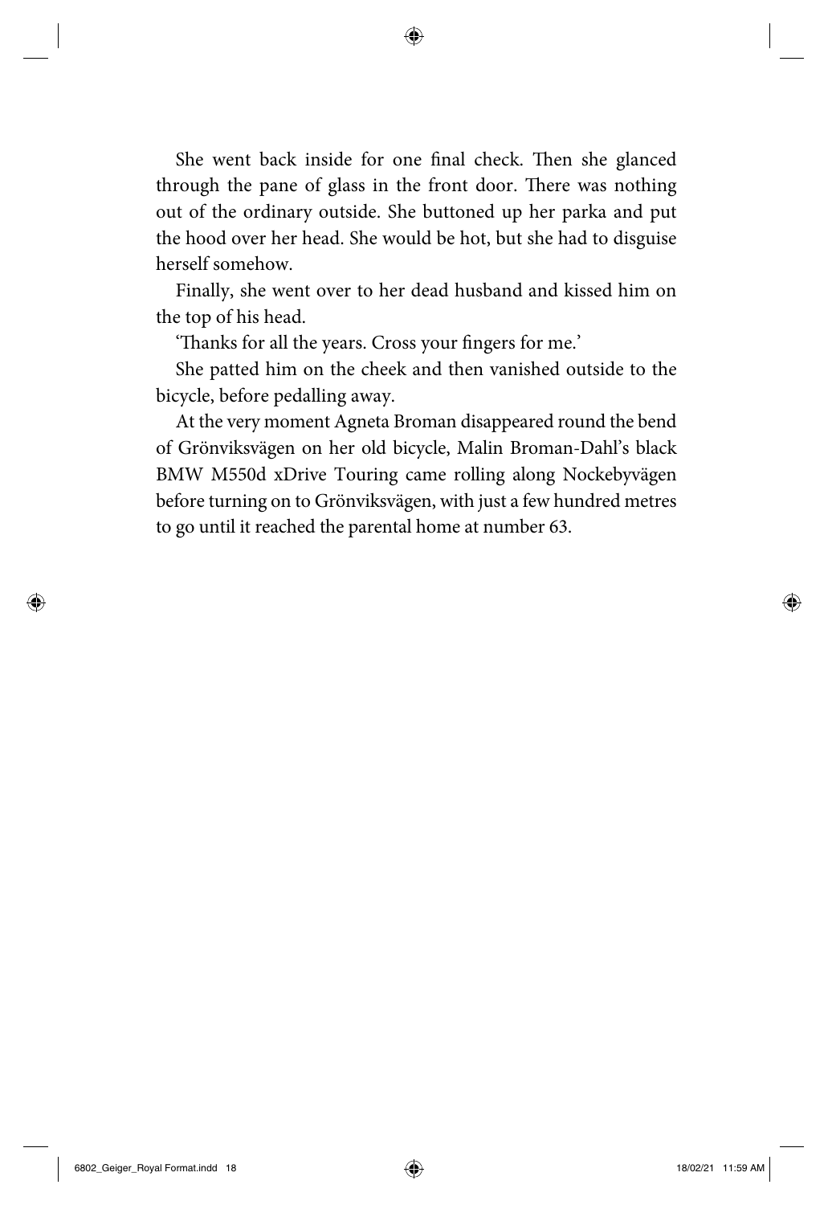She went back inside for one final check. Then she glanced through the pane of glass in the front door. There was nothing out of the ordinary outside. She buttoned up her parka and put the hood over her head. She would be hot, but she had to disguise herself somehow.

Finally, she went over to her dead husband and kissed him on the top of his head.

'Thanks for all the years. Cross your fingers for me.'

She patted him on the cheek and then vanished outside to the bicycle, before pedalling away.

At the very moment Agneta Broman disappeared round the bend of Grönviksvägen on her old bicycle, Malin Broman-Dahl's black BMW M550d xDrive Touring came rolling along Nockebyvägen before turning on to Grönviksvägen, with just a few hundred metres to go until it reached the parental home at number 63.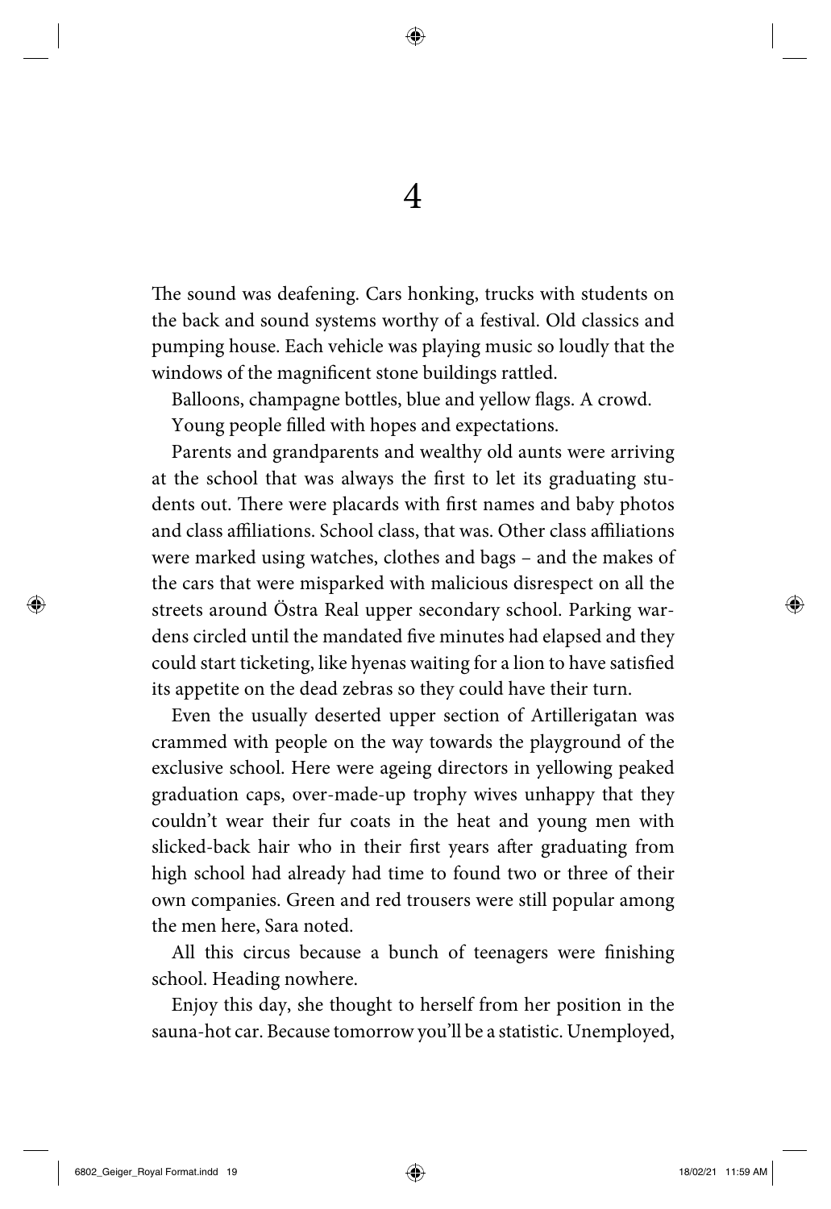# 4

The sound was deafening. Cars honking, trucks with students on the back and sound systems worthy of a festival. Old classics and pumping house. Each vehicle was playing music so loudly that the windows of the magnificent stone buildings rattled.

Balloons, champagne bottles, blue and yellow flags. A crowd.

Young people filled with hopes and expectations.

Parents and grandparents and wealthy old aunts were arriving at the school that was always the first to let its graduating students out. There were placards with first names and baby photos and class affiliations. School class, that was. Other class affiliations were marked using watches, clothes and bags – and the makes of the cars that were misparked with malicious disrespect on all the streets around Östra Real upper secondary school. Parking wardens circled until the mandated five minutes had elapsed and they could start ticketing, like hyenas waiting for a lion to have satisfied its appetite on the dead zebras so they could have their turn.

Even the usually deserted upper section of Artillerigatan was crammed with people on the way towards the playground of the exclusive school. Here were ageing directors in yellowing peaked graduation caps, over-made-up trophy wives unhappy that they couldn't wear their fur coats in the heat and young men with slicked-back hair who in their first years after graduating from high school had already had time to found two or three of their own companies. Green and red trousers were still popular among the men here, Sara noted.

All this circus because a bunch of teenagers were finishing school. Heading nowhere.

Enjoy this day, she thought to herself from her position in the sauna-hot car. Because tomorrow you'll be a statistic. Unemployed,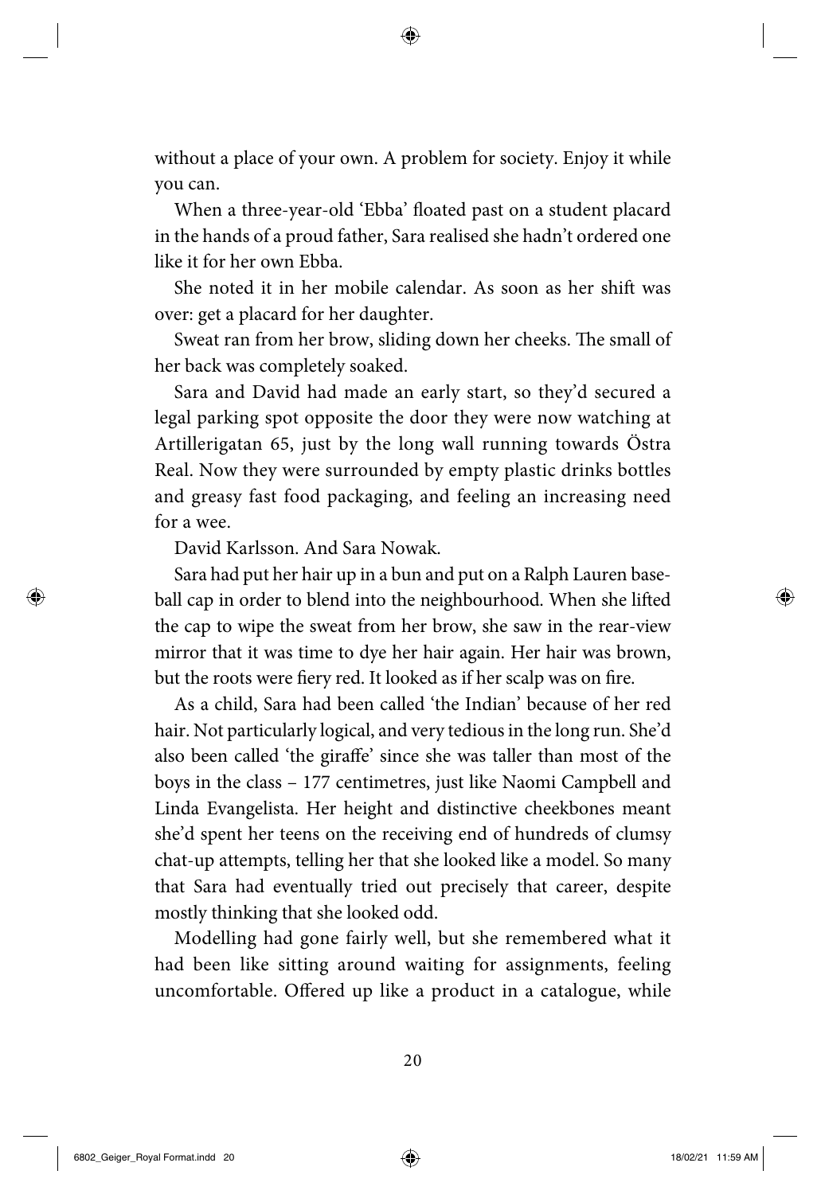without a place of your own. A problem for society. Enjoy it while you can.

When a three-year-old 'Ebba' floated past on a student placard in the hands of a proud father, Sara realised she hadn't ordered one like it for her own Ebba.

She noted it in her mobile calendar. As soon as her shift was over: get a placard for her daughter.

Sweat ran from her brow, sliding down her cheeks. The small of her back was completely soaked.

Sara and David had made an early start, so they'd secured a legal parking spot opposite the door they were now watching at Artillerigatan 65, just by the long wall running towards Östra Real. Now they were surrounded by empty plastic drinks bottles and greasy fast food packaging, and feeling an increasing need for a wee.

David Karlsson. And Sara Nowak.

Sara had put her hair up in a bun and put on a Ralph Lauren baseball cap in order to blend into the neighbourhood. When she lifted the cap to wipe the sweat from her brow, she saw in the rear-view mirror that it was time to dye her hair again. Her hair was brown, but the roots were fiery red. It looked as if her scalp was on fire.

As a child, Sara had been called 'the Indian' because of her red hair. Not particularly logical, and very tedious in the long run. She'd also been called 'the giraffe' since she was taller than most of the boys in the class – 177 centimetres, just like Naomi Campbell and Linda Evangelista. Her height and distinctive cheekbones meant she'd spent her teens on the receiving end of hundreds of clumsy chat-up attempts, telling her that she looked like a model. So many that Sara had eventually tried out precisely that career, despite mostly thinking that she looked odd.

Modelling had gone fairly well, but she remembered what it had been like sitting around waiting for assignments, feeling uncomfortable. Offered up like a product in a catalogue, while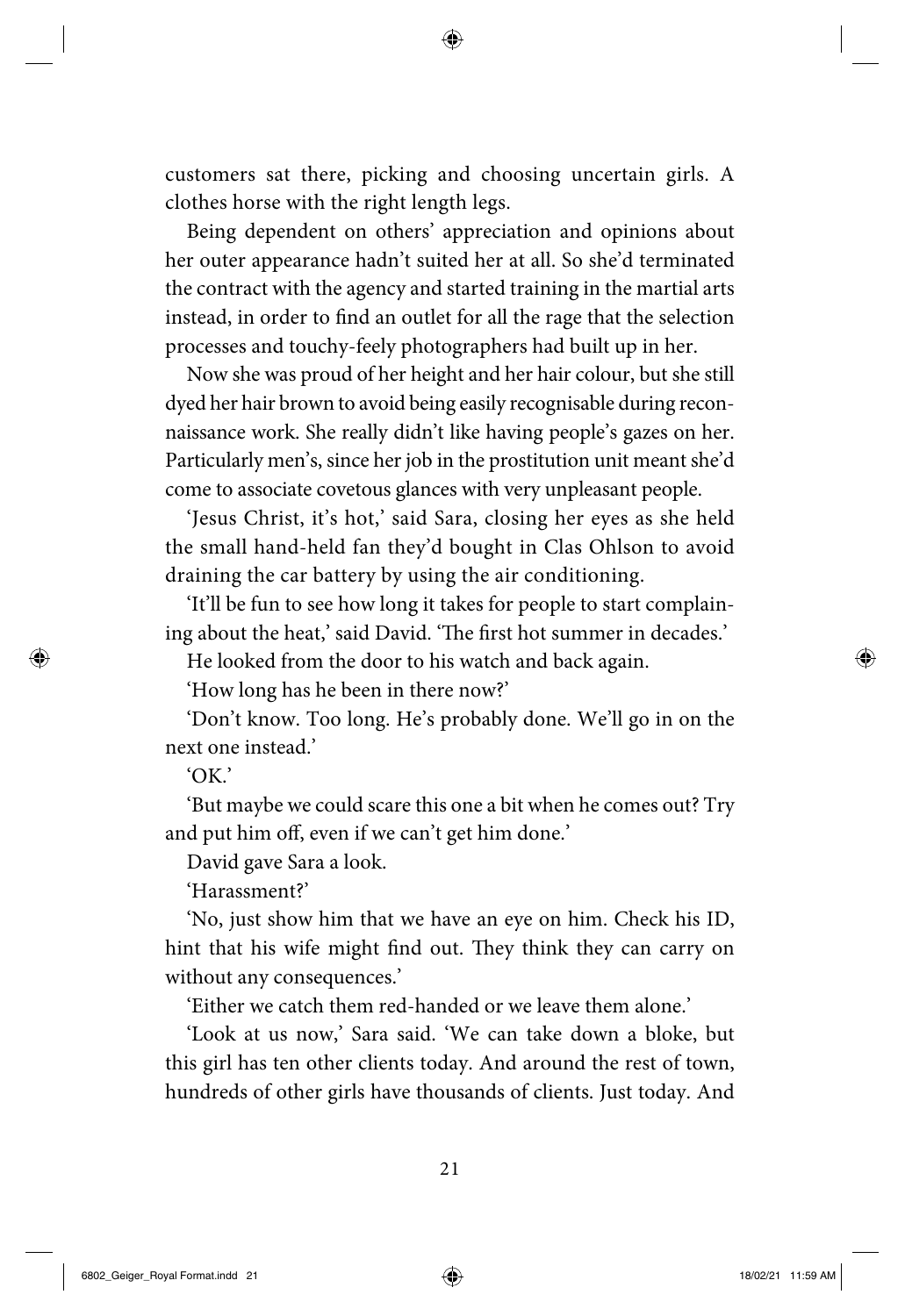customers sat there, picking and choosing uncertain girls. A clothes horse with the right length legs.

Being dependent on others' appreciation and opinions about her outer appearance hadn't suited her at all. So she'd terminated the contract with the agency and started training in the martial arts instead, in order to find an outlet for all the rage that the selection processes and touchy-feely photographers had built up in her.

Now she was proud of her height and her hair colour, but she still dyed her hair brown to avoid being easily recognisable during reconnaissance work. She really didn't like having people's gazes on her. Particularly men's, since her job in the prostitution unit meant she'd come to associate covetous glances with very unpleasant people.

'Jesus Christ, it's hot,' said Sara, closing her eyes as she held the small hand-held fan they'd bought in Clas Ohlson to avoid draining the car battery by using the air conditioning.

'It'll be fun to see how long it takes for people to start complaining about the heat,' said David. 'The first hot summer in decades.'

He looked from the door to his watch and back again.

'How long has he been in there now?'

'Don't know. Too long. He's probably done. We'll go in on the next one instead.'

'OK.'

'But maybe we could scare this one a bit when he comes out? Try and put him off, even if we can't get him done.'

David gave Sara a look.

'Harassment?'

'No, just show him that we have an eye on him. Check his ID, hint that his wife might find out. They think they can carry on without any consequences.'

'Either we catch them red-handed or we leave them alone.'

'Look at us now,' Sara said. 'We can take down a bloke, but this girl has ten other clients today. And around the rest of town, hundreds of other girls have thousands of clients. Just today. And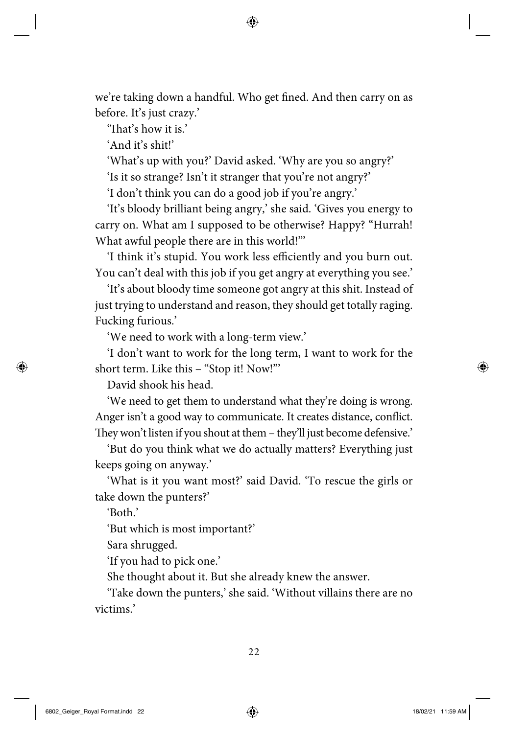we're taking down a handful. Who get fined. And then carry on as before. It's just crazy.'

'That's how it is.'

'And it's shit!'

'What's up with you?' David asked. 'Why are you so angry?'

'Is it so strange? Isn't it stranger that you're not angry?'

'I don't think you can do a good job if you're angry.'

'It's bloody brilliant being angry,' she said. 'Gives you energy to carry on. What am I supposed to be otherwise? Happy? "Hurrah! What awful people there are in this world!"'

'I think it's stupid. You work less efficiently and you burn out. You can't deal with this job if you get angry at everything you see.'

'It's about bloody time someone got angry at this shit. Instead of just trying to understand and reason, they should get totally raging. Fucking furious.'

'We need to work with a long-term view.'

'I don't want to work for the long term, I want to work for the short term. Like this – "Stop it! Now!"'

David shook his head.

'We need to get them to understand what they're doing is wrong. Anger isn't a good way to communicate. It creates distance, conflict. They won't listen if you shout at them – they'll just become defensive.'

'But do you think what we do actually matters? Everything just keeps going on anyway.'

'What is it you want most?' said David. 'To rescue the girls or take down the punters?'

'Both.'

'But which is most important?'

Sara shrugged.

'If you had to pick one.'

She thought about it. But she already knew the answer.

'Take down the punters,' she said. 'Without villains there are no victims.'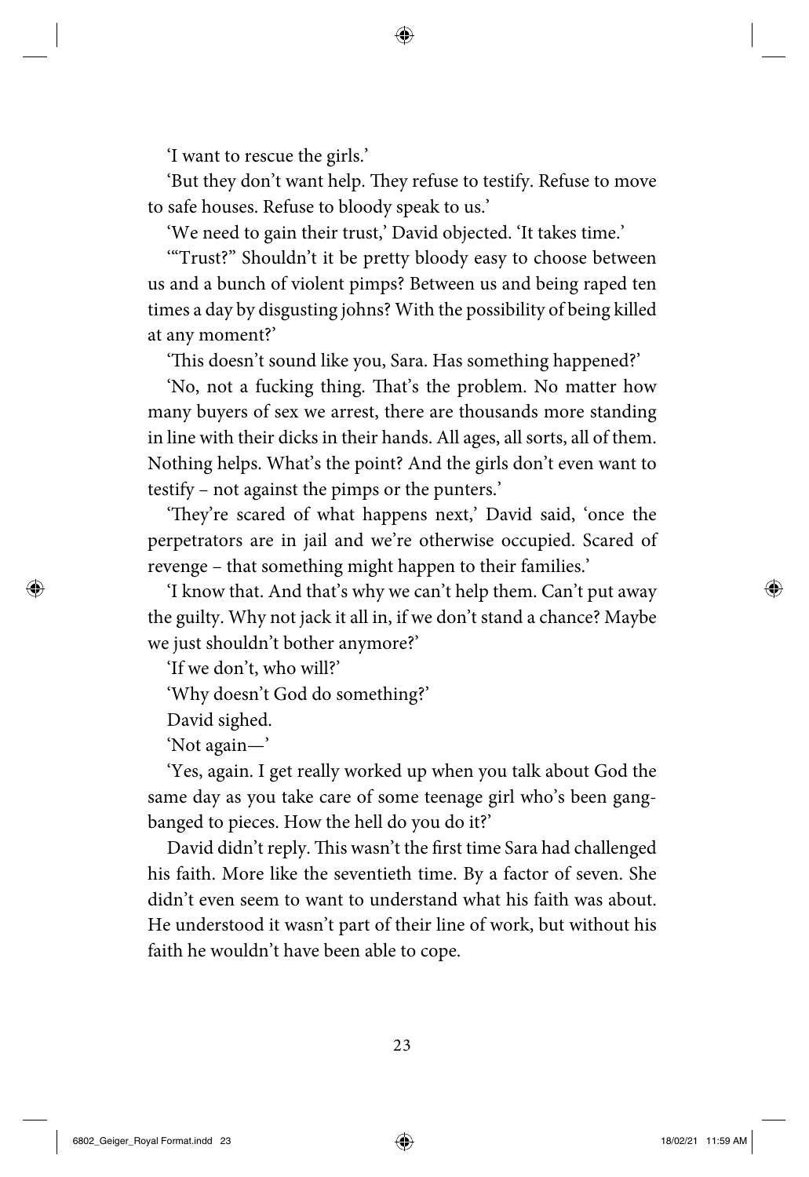'I want to rescue the girls.'

'But they don't want help. They refuse to testify. Refuse to move to safe houses. Refuse to bloody speak to us.'

'We need to gain their trust,' David objected. 'It takes time.'

'"Trust?" Shouldn't it be pretty bloody easy to choose between us and a bunch of violent pimps? Between us and being raped ten times a day by disgusting johns? With the possibility of being killed at any moment?'

'This doesn't sound like you, Sara. Has something happened?'

'No, not a fucking thing. That's the problem. No matter how many buyers of sex we arrest, there are thousands more standing in line with their dicks in their hands. All ages, all sorts, all of them. Nothing helps. What's the point? And the girls don't even want to testify – not against the pimps or the punters.'

'They're scared of what happens next,' David said, 'once the perpetrators are in jail and we're otherwise occupied. Scared of revenge – that something might happen to their families.'

'I know that. And that's why we can't help them. Can't put away the guilty. Why not jack it all in, if we don't stand a chance? Maybe we just shouldn't bother anymore?'

'If we don't, who will?'

'Why doesn't God do something?'

David sighed.

'Not again—'

'Yes, again. I get really worked up when you talk about God the same day as you take care of some teenage girl who's been gang-banged to pieces. How the hell do you do it?'

David didn't reply. This wasn't the first time Sara had challenged his faith. More like the seventieth time. By a factor of seven. She didn't even seem to want to understand what his faith was about. He understood it wasn't part of their line of work, but without his faith he wouldn't have been able to cope.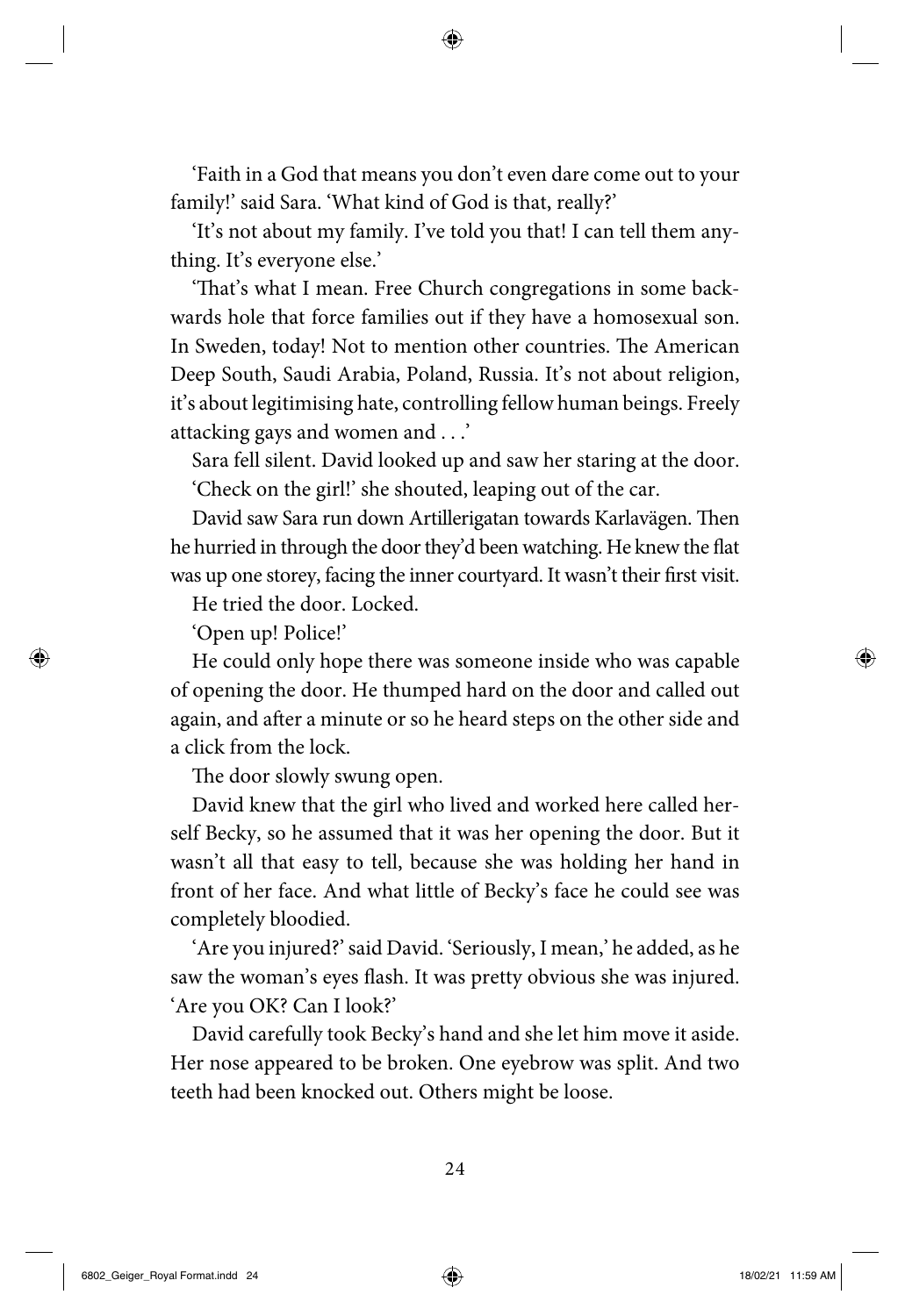'Faith in a God that means you don't even dare come out to your family!' said Sara. 'What kind of God is that, really?'

'It's not about my family. I've told you that! I can tell them anything. It's everyone else.'

'That's what I mean. Free Church congregations in some backwards hole that force families out if they have a homosexual son. In Sweden, today! Not to mention other countries. The American Deep South, Saudi Arabia, Poland, Russia. It's not about religion, it's about legitimising hate, controlling fellow human beings. Freely attacking gays and women and . . .'

Sara fell silent. David looked up and saw her staring at the door.

'Check on the girl!' she shouted, leaping out of the car.

David saw Sara run down Artillerigatan towards Karlavägen. Then he hurried in through the door they'd been watching. He knew the flat was up one storey, facing the inner courtyard. It wasn't their first visit.

He tried the door. Locked.

'Open up! Police!'

He could only hope there was someone inside who was capable of opening the door. He thumped hard on the door and called out again, and after a minute or so he heard steps on the other side and a click from the lock.

The door slowly swung open.

David knew that the girl who lived and worked here called herself Becky, so he assumed that it was her opening the door. But it wasn't all that easy to tell, because she was holding her hand in front of her face. And what little of Becky's face he could see was completely bloodied.

'Are you injured?' said David. 'Seriously, I mean,' he added, as he saw the woman's eyes flash. It was pretty obvious she was injured. 'Are you OK? Can I look?'

David carefully took Becky's hand and she let him move it aside. Her nose appeared to be broken. One eyebrow was split. And two teeth had been knocked out. Others might be loose.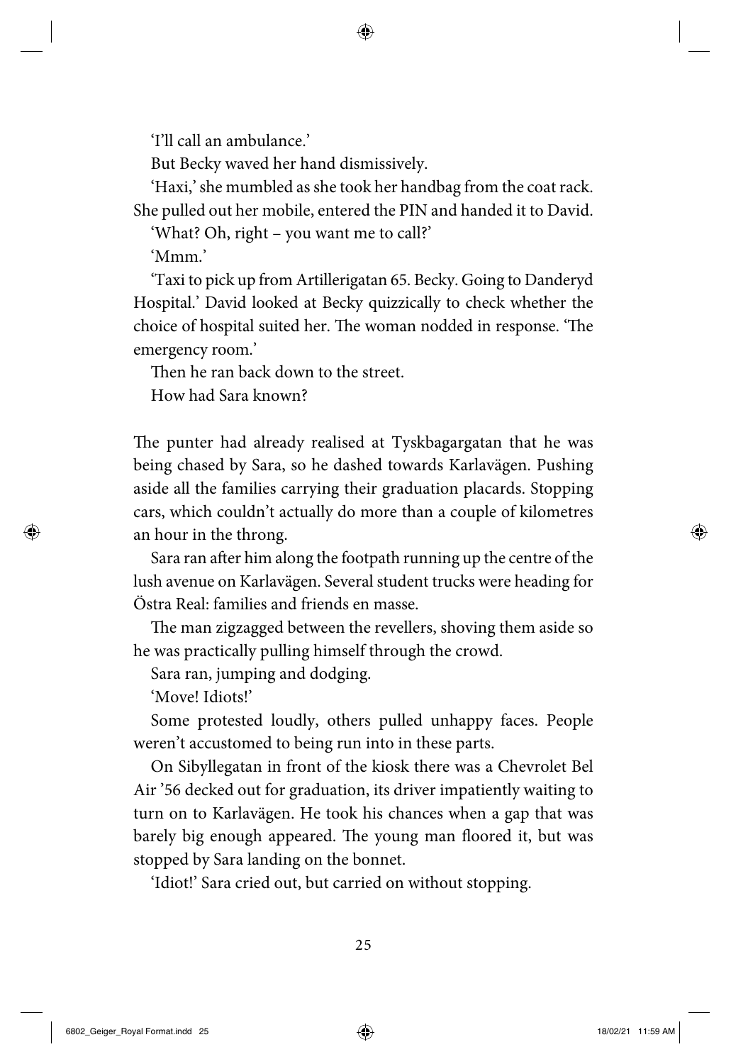'I'll call an ambulance.'

But Becky waved her hand dismissively.

'Haxi,' she mumbled as she took her handbag from the coat rack. She pulled out her mobile, entered the PIN and handed it to David.

'What? Oh, right – you want me to call?'

'Mmm.'

'Taxi to pick up from Artillerigatan 65. Becky. Going to Danderyd Hospital.' David looked at Becky quizzically to check whether the choice of hospital suited her. The woman nodded in response. 'The emergency room.'

Then he ran back down to the street.

How had Sara known?

The punter had already realised at Tyskbagargatan that he was being chased by Sara, so he dashed towards Karlavägen. Pushing aside all the families carrying their graduation placards. Stopping cars, which couldn't actually do more than a couple of kilometres an hour in the throng.

Sara ran after him along the footpath running up the centre of the lush avenue on Karlavägen. Several student trucks were heading for Östra Real: families and friends en masse.

The man zigzagged between the revellers, shoving them aside so he was practically pulling himself through the crowd.

Sara ran, jumping and dodging.

'Move! Idiots!'

Some protested loudly, others pulled unhappy faces. People weren't accustomed to being run into in these parts.

On Sibyllegatan in front of the kiosk there was a Chevrolet Bel Air '56 decked out for graduation, its driver impatiently waiting to turn on to Karlavägen. He took his chances when a gap that was barely big enough appeared. The young man floored it, but was stopped by Sara landing on the bonnet.

'Idiot!' Sara cried out, but carried on without stopping.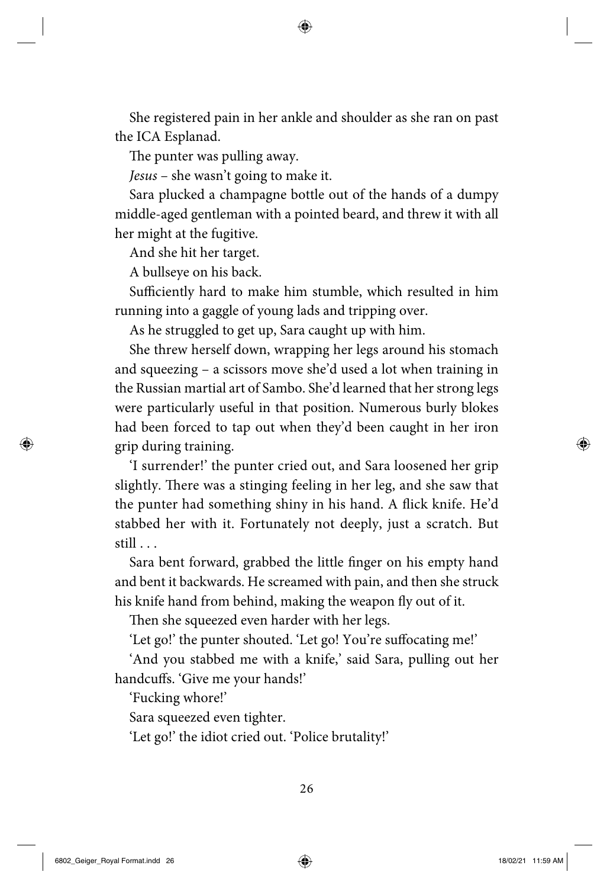She registered pain in her ankle and shoulder as she ran on past the ICA Esplanad.

The punter was pulling away.

*Jesus* – she wasn't going to make it.

Sara plucked a champagne bottle out of the hands of a dumpy middle-aged gentleman with a pointed beard, and threw it with all her might at the fugitive.

And she hit her target.

A bullseye on his back.

Sufficiently hard to make him stumble, which resulted in him running into a gaggle of young lads and tripping over.

As he struggled to get up, Sara caught up with him.

She threw herself down, wrapping her legs around his stomach and squeezing – a scissors move she'd used a lot when training in the Russian martial art of Sambo. She'd learned that her strong legs were particularly useful in that position. Numerous burly blokes had been forced to tap out when they'd been caught in her iron grip during training.

'I surrender!' the punter cried out, and Sara loosened her grip slightly. There was a stinging feeling in her leg, and she saw that the punter had something shiny in his hand. A flick knife. He'd stabbed her with it. Fortunately not deeply, just a scratch. But still . . .

Sara bent forward, grabbed the little finger on his empty hand and bent it backwards. He screamed with pain, and then she struck his knife hand from behind, making the weapon fly out of it.

Then she squeezed even harder with her legs.

'Let go!' the punter shouted. 'Let go! You're suffocating me!'

'And you stabbed me with a knife,' said Sara, pulling out her handcuffs. 'Give me your hands!'

'Fucking whore!'

Sara squeezed even tighter.

'Let go!' the idiot cried out. 'Police brutality!'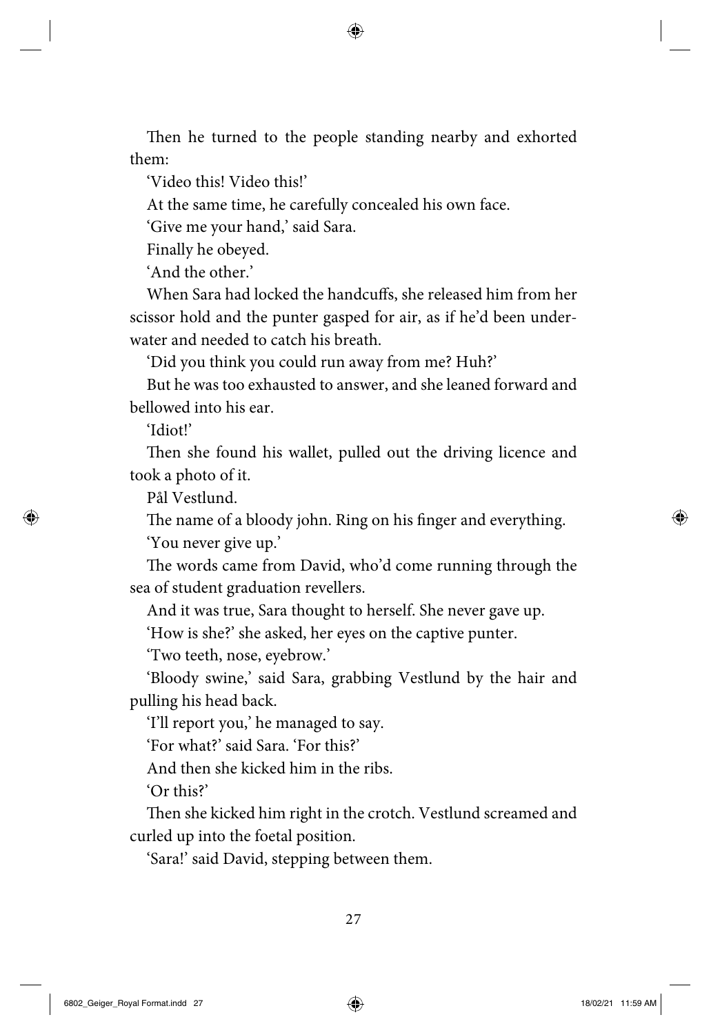Then he turned to the people standing nearby and exhorted them:

'Video this! Video this!'

At the same time, he carefully concealed his own face.

'Give me your hand,' said Sara.

Finally he obeyed.

'And the other.'

When Sara had locked the handcuffs, she released him from her scissor hold and the punter gasped for air, as if he'd been underwater and needed to catch his breath.

'Did you think you could run away from me? Huh?'

But he was too exhausted to answer, and she leaned forward and bellowed into his ear.

'Idiot!'

Then she found his wallet, pulled out the driving licence and took a photo of it.

Pål Vestlund.

The name of a bloody john. Ring on his finger and everything.

'You never give up.'

The words came from David, who'd come running through the sea of student graduation revellers.

And it was true, Sara thought to herself. She never gave up.

'How is she?' she asked, her eyes on the captive punter.

'Two teeth, nose, eyebrow.'

'Bloody swine,' said Sara, grabbing Vestlund by the hair and pulling his head back.

'I'll report you,' he managed to say.

'For what?' said Sara. 'For this?'

And then she kicked him in the ribs.

'Or this?'

Then she kicked him right in the crotch. Vestlund screamed and curled up into the foetal position.

'Sara!' said David, stepping between them.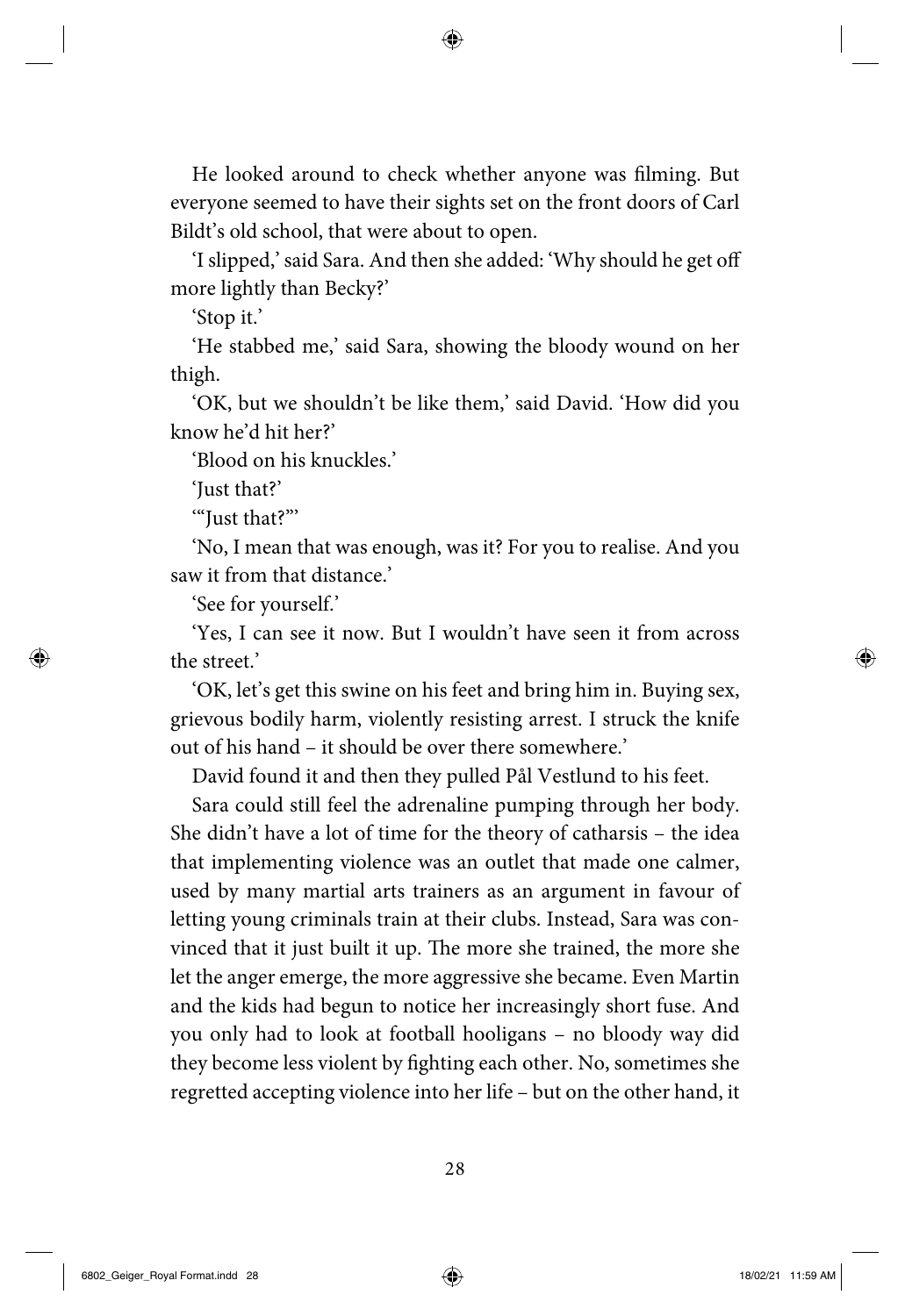He looked around to check whether anyone was filming. But everyone seemed to have their sights set on the front doors of Carl Bildt's old school, that were about to open.

'I slipped,' said Sara. And then she added: 'Why should he get off more lightly than Becky?'

'Stop it.'

'He stabbed me,' said Sara, showing the bloody wound on her thigh.

'OK, but we shouldn't be like them,' said David. 'How did you know he'd hit her?'

'Blood on his knuckles.'

'Just that?'

'"Just that?"'

'No, I mean that was enough, was it? For you to realise. And you saw it from that distance.'

'See for yourself.'

'Yes, I can see it now. But I wouldn't have seen it from across the street.'

'OK, let's get this swine on his feet and bring him in. Buying sex, grievous bodily harm, violently resisting arrest. I struck the knife out of his hand – it should be over there somewhere.'

David found it and then they pulled Pål Vestlund to his feet.

Sara could still feel the adrenaline pumping through her body. She didn't have a lot of time for the theory of catharsis – the idea that implementing violence was an outlet that made one calmer, used by many martial arts trainers as an argument in favour of letting young criminals train at their clubs. Instead, Sara was convinced that it just built it up. The more she trained, the more she let the anger emerge, the more aggressive she became. Even Martin and the kids had begun to notice her increasingly short fuse. And you only had to look at football hooligans – no bloody way did they become less violent by fighting each other. No, sometimes she regretted accepting violence into her life – but on the other hand, it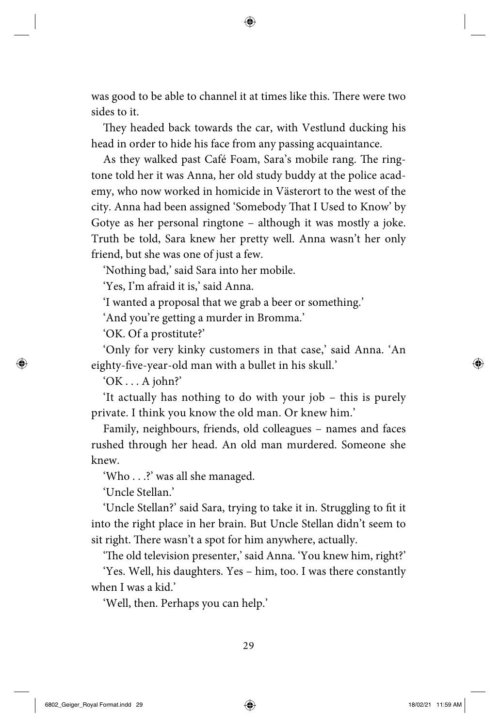was good to be able to channel it at times like this. There were two sides to it.

They headed back towards the car, with Vestlund ducking his head in order to hide his face from any passing acquaintance.

As they walked past Café Foam, Sara's mobile rang. The ringtone told her it was Anna, her old study buddy at the police academy, who now worked in homicide in Västerort to the west of the city. Anna had been assigned 'Somebody That I Used to Know' by Gotye as her personal ringtone – although it was mostly a joke. Truth be told, Sara knew her pretty well. Anna wasn't her only friend, but she was one of just a few.

'Nothing bad,' said Sara into her mobile.

'Yes, I'm afraid it is,' said Anna.

'I wanted a proposal that we grab a beer or something.'

'And you're getting a murder in Bromma.'

'OK. Of a prostitute?'

'Only for very kinky customers in that case,' said Anna. 'An eighty-five-year-old man with a bullet in his skull.'

'OK . . . A john?'

'It actually has nothing to do with your job – this is purely private. I think you know the old man. Or knew him.'

Family, neighbours, friends, old colleagues – names and faces rushed through her head. An old man murdered. Someone she knew.

'Who . . .?' was all she managed.

'Uncle Stellan.'

'Uncle Stellan?' said Sara, trying to take it in. Struggling to fit it into the right place in her brain. But Uncle Stellan didn't seem to sit right. There wasn't a spot for him anywhere, actually.

'The old television presenter,' said Anna. 'You knew him, right?'

'Yes. Well, his daughters. Yes – him, too. I was there constantly when I was a kid.'

'Well, then. Perhaps you can help.'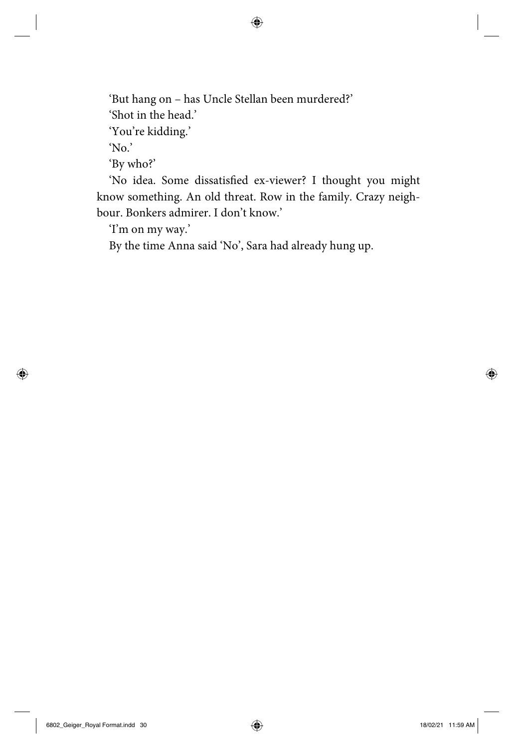'But hang on – has Uncle Stellan been murdered?'

'Shot in the head.'

'You're kidding.'

'No.'

'By who?'

'No idea. Some dissatisfied ex-viewer? I thought you might know something. An old threat. Row in the family. Crazy neighbour. Bonkers admirer. I don't know.'

'I'm on my way.'

By the time Anna said 'No', Sara had already hung up.